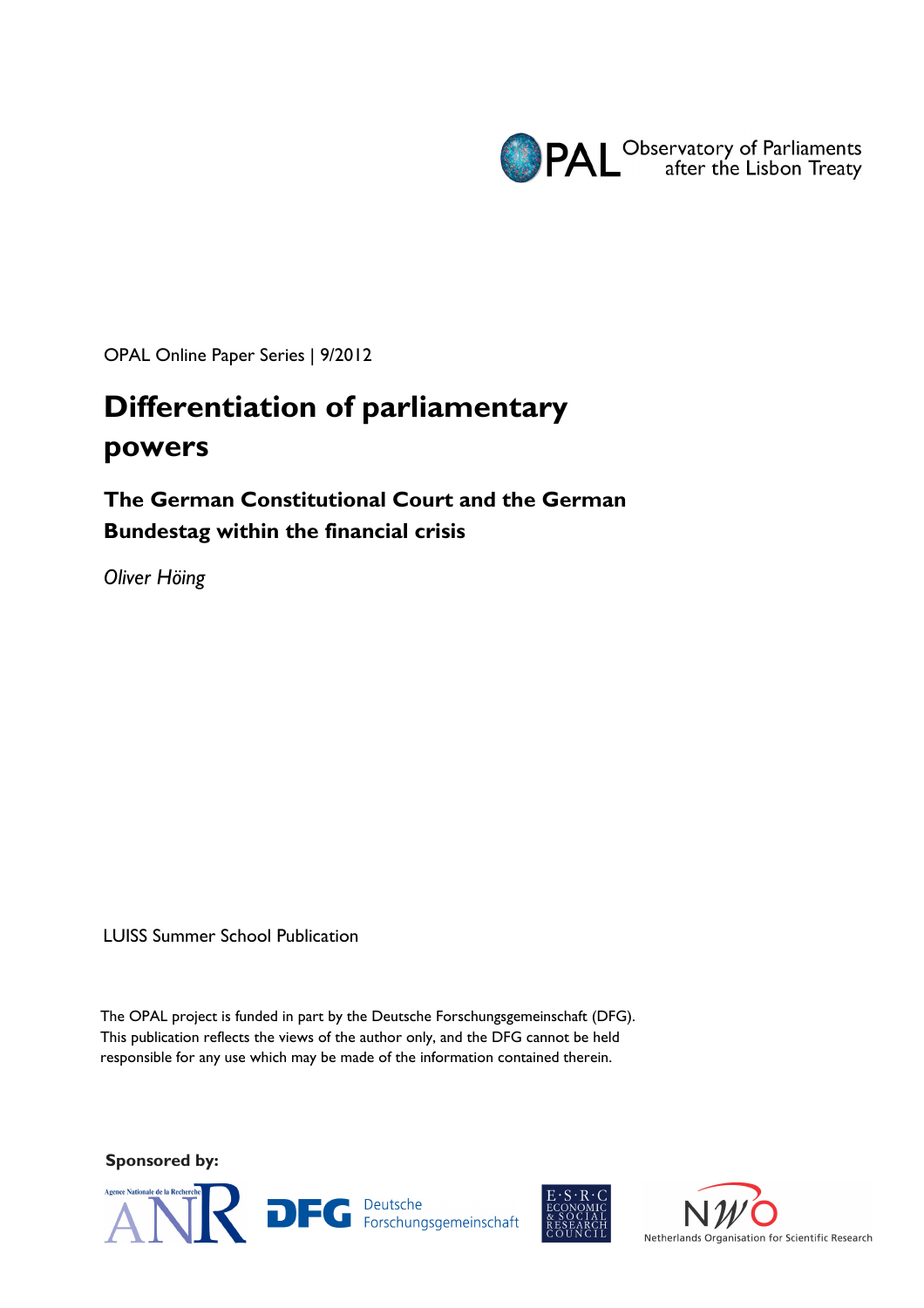OPAL Observatory of Parliaments after the Lisbon Treaty

OPAL Online Paper Series | 9/2012

# Differentiation of parliamentary powers

## The German Constitutional Court and the German Bundestag within the financial crisis

*Oliver Höing*

LUISS Summer School Publication

The OPAL project is funded in part by the Deutsche Forschungsgemeinschaft (DFG). This publication reflects the views of the author only, and the DFG cannot be held responsible for any use which may be made of the information contained therein.

**Sponsored by:**

Agence Nationale de la Recherche ANR | DFG Deutsche Forschungsgemeinschaft | E·S·R·C Economic & Social Research Council | NWO Netherlands Organisation for Scientific Research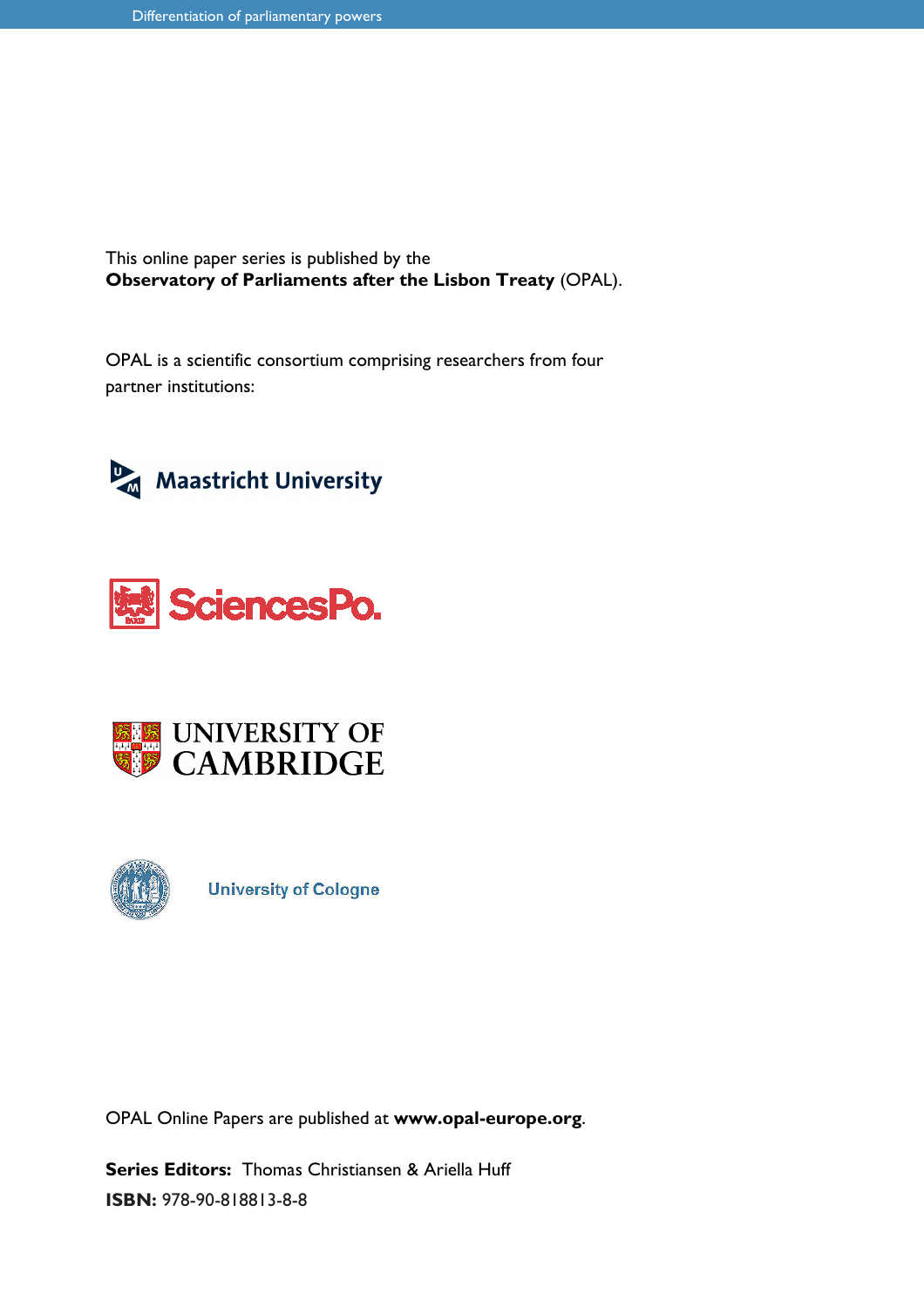This online paper series is published by the
**Observatory of Parliaments after the Lisbon Treaty** (OPAL).

OPAL is a scientific consortium comprising researchers from four partner institutions:

Maastricht University

SciencesPo.

UNIVERSITY OF CAMBRIDGE

University of Cologne

OPAL Online Papers are published at **www.opal-europe.org**.

**Series Editors:** Thomas Christiansen & Ariella Huff
**ISBN:** 978-90-818813-8-8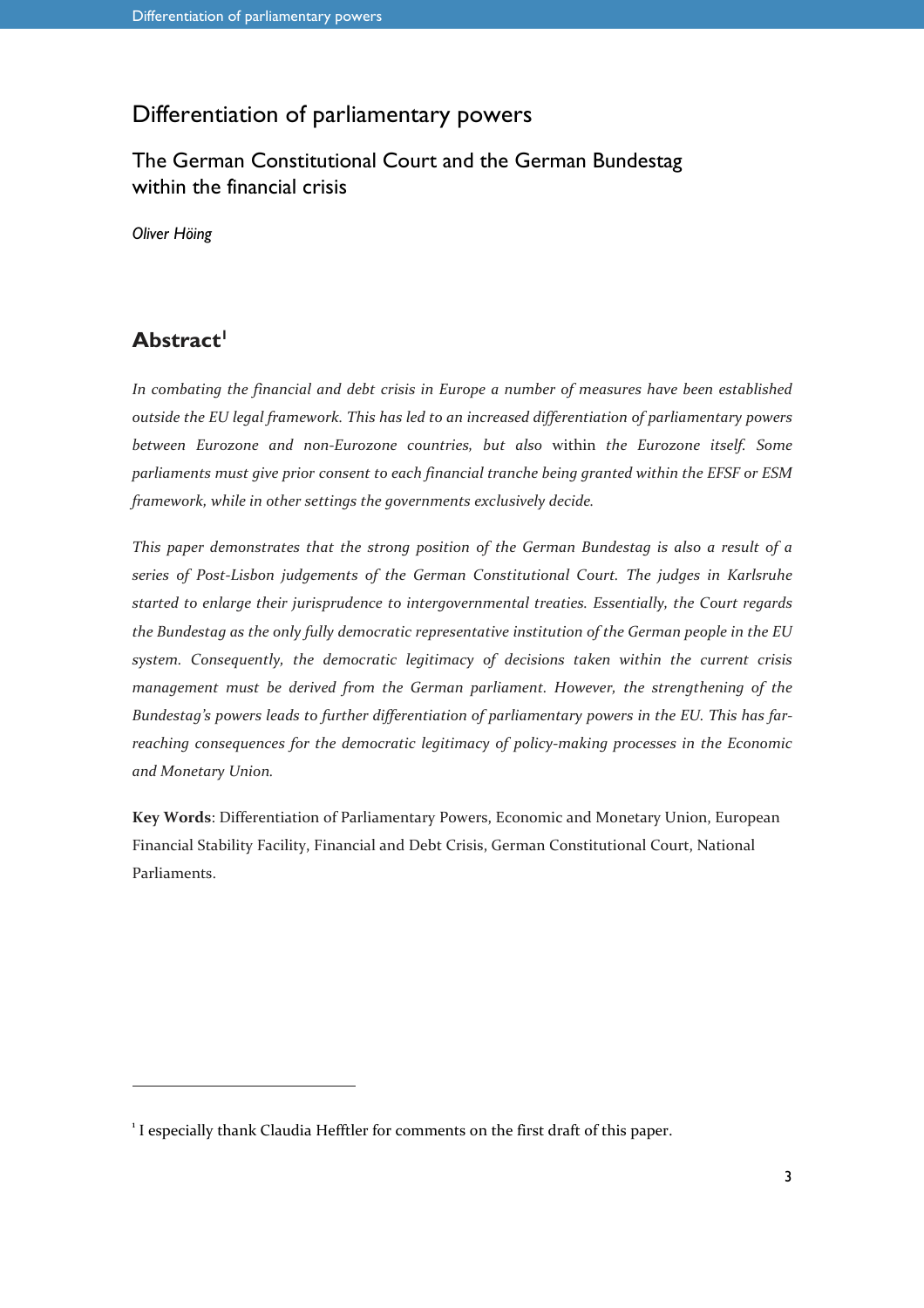# Differentiation of parliamentary powers

## The German Constitutional Court and the German Bundestag within the financial crisis

*Oliver Höing*

## Abstract[1]

*In combating the financial and debt crisis in Europe a number of measures have been established outside the EU legal framework. This has led to an increased differentiation of parliamentary powers between Eurozone and non-Eurozone countries, but also* within *the Eurozone itself. Some parliaments must give prior consent to each financial tranche being granted within the EFSF or ESM framework, while in other settings the governments exclusively decide.*

*This paper demonstrates that the strong position of the German Bundestag is also a result of a series of Post-Lisbon judgements of the German Constitutional Court. The judges in Karlsruhe started to enlarge their jurisprudence to intergovernmental treaties. Essentially, the Court regards the Bundestag as the only fully democratic representative institution of the German people in the EU system. Consequently, the democratic legitimacy of decisions taken within the current crisis management must be derived from the German parliament. However, the strengthening of the Bundestag's powers leads to further differentiation of parliamentary powers in the EU. This has far-reaching consequences for the democratic legitimacy of policy-making processes in the Economic and Monetary Union.*

**Key Words**: Differentiation of Parliamentary Powers, Economic and Monetary Union, European Financial Stability Facility, Financial and Debt Crisis, German Constitutional Court, National Parliaments.

---

[1] I especially thank Claudia Hefftler for comments on the first draft of this paper.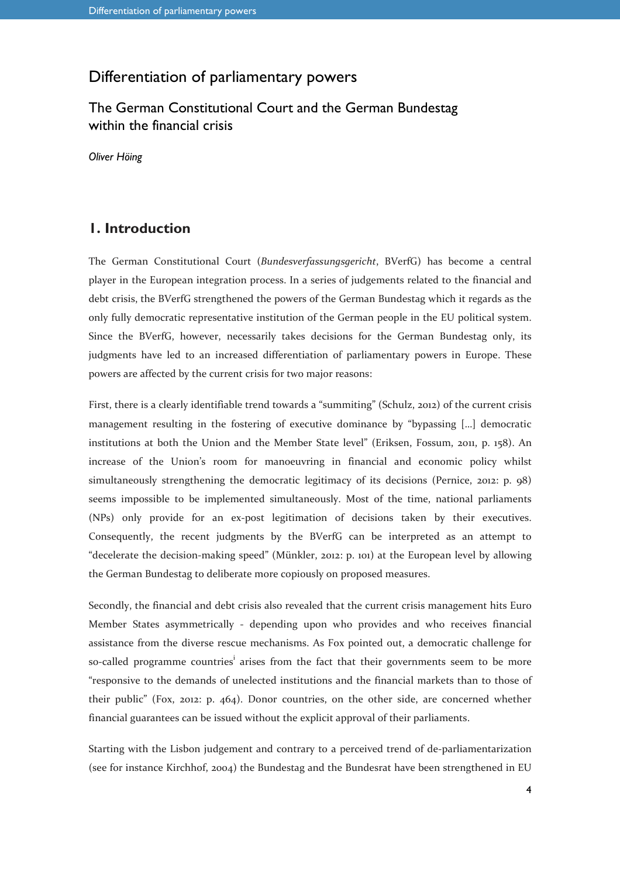# Differentiation of parliamentary powers

## The German Constitutional Court and the German Bundestag within the financial crisis

*Oliver Höing*

## 1. Introduction

The German Constitutional Court (*Bundesverfassungsgericht*, BVerfG) has become a central player in the European integration process. In a series of judgements related to the financial and debt crisis, the BVerfG strengthened the powers of the German Bundestag which it regards as the only fully democratic representative institution of the German people in the EU political system. Since the BVerfG, however, necessarily takes decisions for the German Bundestag only, its judgments have led to an increased differentiation of parliamentary powers in Europe. These powers are affected by the current crisis for two major reasons:

First, there is a clearly identifiable trend towards a "summiting" (Schulz, 2012) of the current crisis management resulting in the fostering of executive dominance by "bypassing [...] democratic institutions at both the Union and the Member State level" (Eriksen, Fossum, 2011, p. 158). An increase of the Union's room for manoeuvring in financial and economic policy whilst simultaneously strengthening the democratic legitimacy of its decisions (Pernice, 2012: p. 98) seems impossible to be implemented simultaneously. Most of the time, national parliaments (NPs) only provide for an ex-post legitimation of decisions taken by their executives. Consequently, the recent judgments by the BVerfG can be interpreted as an attempt to "decelerate the decision-making speed" (Münkler, 2012: p. 101) at the European level by allowing the German Bundestag to deliberate more copiously on proposed measures.

Secondly, the financial and debt crisis also revealed that the current crisis management hits Euro Member States asymmetrically - depending upon who provides and who receives financial assistance from the diverse rescue mechanisms. As Fox pointed out, a democratic challenge for so-called programme countries[i] arises from the fact that their governments seem to be more "responsive to the demands of unelected institutions and the financial markets than to those of their public" (Fox, 2012: p. 464). Donor countries, on the other side, are concerned whether financial guarantees can be issued without the explicit approval of their parliaments.

Starting with the Lisbon judgement and contrary to a perceived trend of de-parliamentarization (see for instance Kirchhof, 2004) the Bundestag and the Bundesrat have been strengthened in EU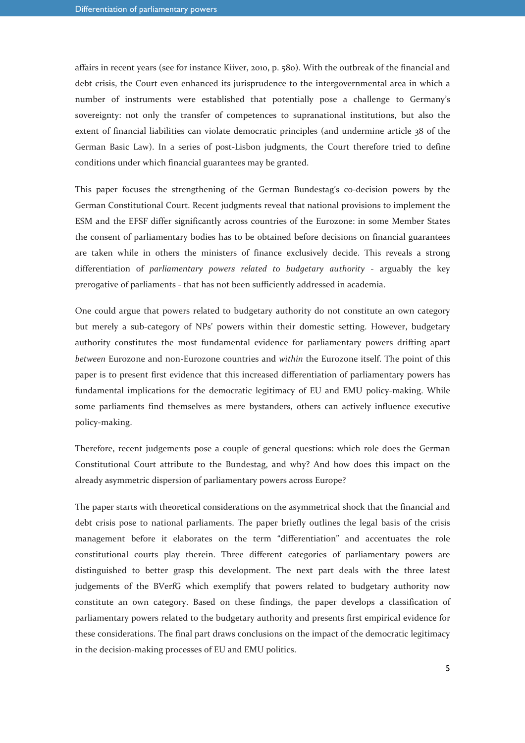affairs in recent years (see for instance Kiiver, 2010, p. 580). With the outbreak of the financial and debt crisis, the Court even enhanced its jurisprudence to the intergovernmental area in which a number of instruments were established that potentially pose a challenge to Germany's sovereignty: not only the transfer of competences to supranational institutions, but also the extent of financial liabilities can violate democratic principles (and undermine article 38 of the German Basic Law). In a series of post-Lisbon judgments, the Court therefore tried to define conditions under which financial guarantees may be granted.

This paper focuses the strengthening of the German Bundestag's co-decision powers by the German Constitutional Court. Recent judgments reveal that national provisions to implement the ESM and the EFSF differ significantly across countries of the Eurozone: in some Member States the consent of parliamentary bodies has to be obtained before decisions on financial guarantees are taken while in others the ministers of finance exclusively decide. This reveals a strong differentiation of *parliamentary powers related to budgetary authority* - arguably the key prerogative of parliaments - that has not been sufficiently addressed in academia.

One could argue that powers related to budgetary authority do not constitute an own category but merely a sub-category of NPs' powers within their domestic setting. However, budgetary authority constitutes the most fundamental evidence for parliamentary powers drifting apart *between* Eurozone and non-Eurozone countries and *within* the Eurozone itself. The point of this paper is to present first evidence that this increased differentiation of parliamentary powers has fundamental implications for the democratic legitimacy of EU and EMU policy-making. While some parliaments find themselves as mere bystanders, others can actively influence executive policy-making.

Therefore, recent judgements pose a couple of general questions: which role does the German Constitutional Court attribute to the Bundestag, and why? And how does this impact on the already asymmetric dispersion of parliamentary powers across Europe?

The paper starts with theoretical considerations on the asymmetrical shock that the financial and debt crisis pose to national parliaments. The paper briefly outlines the legal basis of the crisis management before it elaborates on the term "differentiation" and accentuates the role constitutional courts play therein. Three different categories of parliamentary powers are distinguished to better grasp this development. The next part deals with the three latest judgements of the BVerfG which exemplify that powers related to budgetary authority now constitute an own category. Based on these findings, the paper develops a classification of parliamentary powers related to the budgetary authority and presents first empirical evidence for these considerations. The final part draws conclusions on the impact of the democratic legitimacy in the decision-making processes of EU and EMU politics.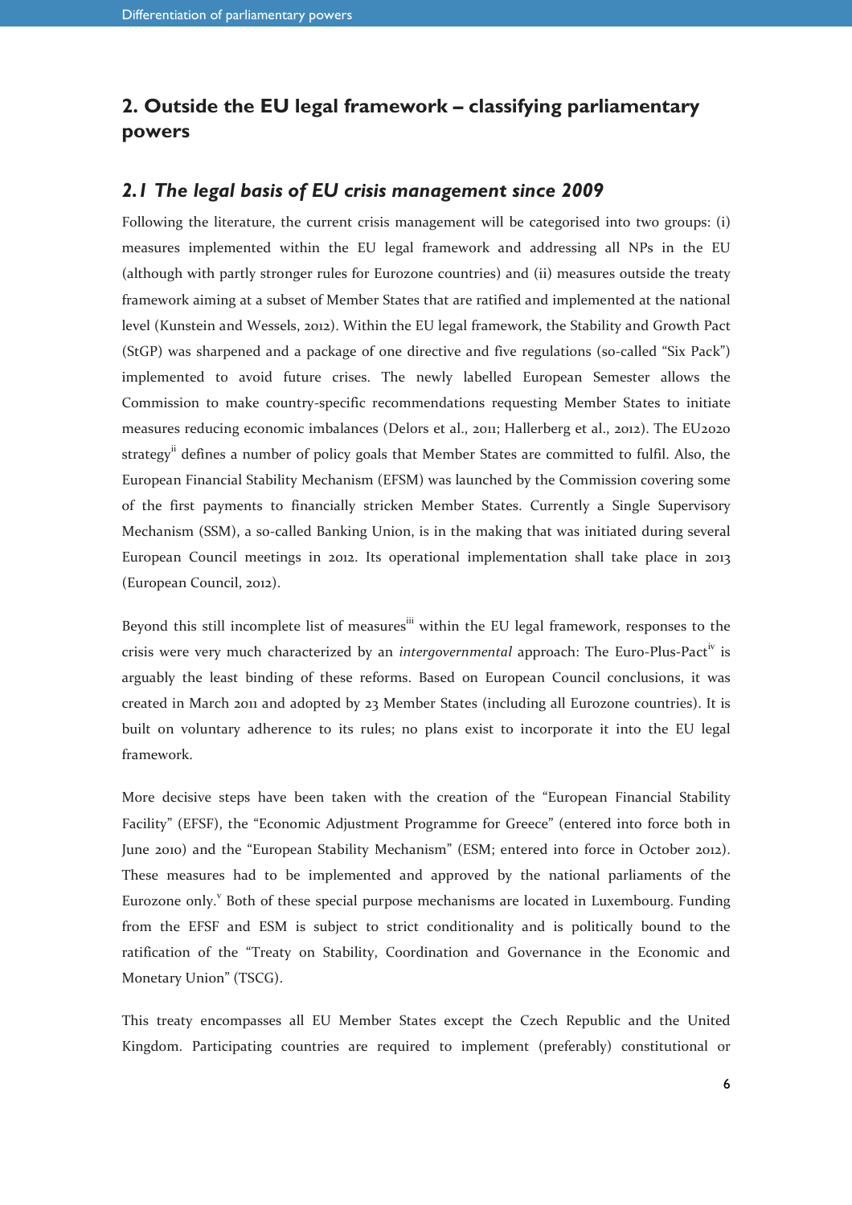## 2. Outside the EU legal framework – classifying parliamentary powers

### *2.1 The legal basis of EU crisis management since 2009*

Following the literature, the current crisis management will be categorised into two groups: (i) measures implemented within the EU legal framework and addressing all NPs in the EU (although with partly stronger rules for Eurozone countries) and (ii) measures outside the treaty framework aiming at a subset of Member States that are ratified and implemented at the national level (Kunstein and Wessels, 2012). Within the EU legal framework, the Stability and Growth Pact (StGP) was sharpened and a package of one directive and five regulations (so-called "Six Pack") implemented to avoid future crises. The newly labelled European Semester allows the Commission to make country-specific recommendations requesting Member States to initiate measures reducing economic imbalances (Delors et al., 2011; Hallerberg et al., 2012). The EU2020 strategy[ii] defines a number of policy goals that Member States are committed to fulfil. Also, the European Financial Stability Mechanism (EFSM) was launched by the Commission covering some of the first payments to financially stricken Member States. Currently a Single Supervisory Mechanism (SSM), a so-called Banking Union, is in the making that was initiated during several European Council meetings in 2012. Its operational implementation shall take place in 2013 (European Council, 2012).

Beyond this still incomplete list of measures[iii] within the EU legal framework, responses to the crisis were very much characterized by an *intergovernmental* approach: The Euro-Plus-Pact[iv] is arguably the least binding of these reforms. Based on European Council conclusions, it was created in March 2011 and adopted by 23 Member States (including all Eurozone countries). It is built on voluntary adherence to its rules; no plans exist to incorporate it into the EU legal framework.

More decisive steps have been taken with the creation of the "European Financial Stability Facility" (EFSF), the "Economic Adjustment Programme for Greece" (entered into force both in June 2010) and the "European Stability Mechanism" (ESM; entered into force in October 2012). These measures had to be implemented and approved by the national parliaments of the Eurozone only.[v] Both of these special purpose mechanisms are located in Luxembourg. Funding from the EFSF and ESM is subject to strict conditionality and is politically bound to the ratification of the "Treaty on Stability, Coordination and Governance in the Economic and Monetary Union" (TSCG).

This treaty encompasses all EU Member States except the Czech Republic and the United Kingdom. Participating countries are required to implement (preferably) constitutional or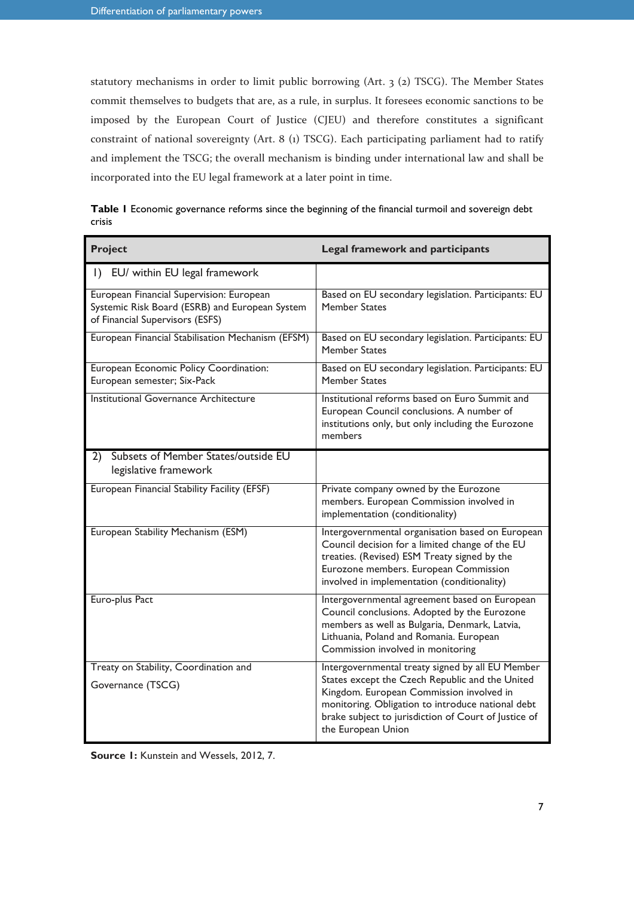statutory mechanisms in order to limit public borrowing (Art. 3 (2) TSCG). The Member States commit themselves to budgets that are, as a rule, in surplus. It foresees economic sanctions to be imposed by the European Court of Justice (CJEU) and therefore constitutes a significant constraint of national sovereignty (Art. 8 (1) TSCG). Each participating parliament had to ratify and implement the TSCG; the overall mechanism is binding under international law and shall be incorporated into the EU legal framework at a later point in time.

**Table 1** Economic governance reforms since the beginning of the financial turmoil and sovereign debt crisis

| Project | Legal framework and participants |
|---|---|
| 1) EU/ within EU legal framework | |
| European Financial Supervision: European Systemic Risk Board (ESRB) and European System of Financial Supervisors (ESFS) | Based on EU secondary legislation. Participants: EU Member States |
| European Financial Stabilisation Mechanism (EFSM) | Based on EU secondary legislation. Participants: EU Member States |
| European Economic Policy Coordination: European semester; Six-Pack | Based on EU secondary legislation. Participants: EU Member States |
| Institutional Governance Architecture | Institutional reforms based on Euro Summit and European Council conclusions. A number of institutions only, but only including the Eurozone members |
| 2) Subsets of Member States/outside EU legislative framework | |
| European Financial Stability Facility (EFSF) | Private company owned by the Eurozone members. European Commission involved in implementation (conditionality) |
| European Stability Mechanism (ESM) | Intergovernmental organisation based on European Council decision for a limited change of the EU treaties. (Revised) ESM Treaty signed by the Eurozone members. European Commission involved in implementation (conditionality) |
| Euro-plus Pact | Intergovernmental agreement based on European Council conclusions. Adopted by the Eurozone members as well as Bulgaria, Denmark, Latvia, Lithuania, Poland and Romania. European Commission involved in monitoring |
| Treaty on Stability, Coordination and Governance (TSCG) | Intergovernmental treaty signed by all EU Member States except the Czech Republic and the United Kingdom. European Commission involved in monitoring. Obligation to introduce national debt brake subject to jurisdiction of Court of Justice of the European Union |

**Source 1:** Kunstein and Wessels, 2012, 7.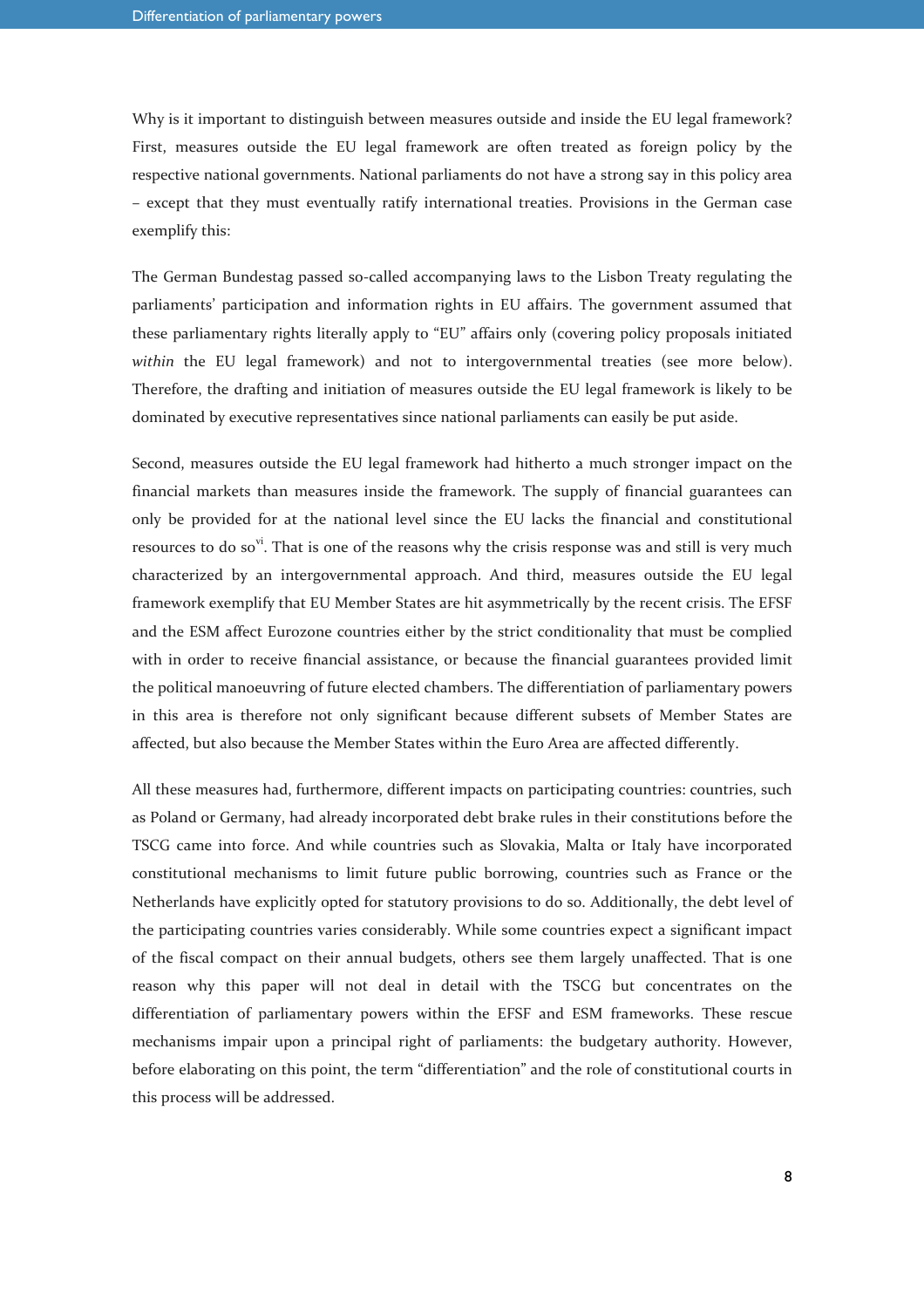Why is it important to distinguish between measures outside and inside the EU legal framework? First, measures outside the EU legal framework are often treated as foreign policy by the respective national governments. National parliaments do not have a strong say in this policy area – except that they must eventually ratify international treaties. Provisions in the German case exemplify this:

The German Bundestag passed so-called accompanying laws to the Lisbon Treaty regulating the parliaments' participation and information rights in EU affairs. The government assumed that these parliamentary rights literally apply to "EU" affairs only (covering policy proposals initiated *within* the EU legal framework) and not to intergovernmental treaties (see more below). Therefore, the drafting and initiation of measures outside the EU legal framework is likely to be dominated by executive representatives since national parliaments can easily be put aside.

Second, measures outside the EU legal framework had hitherto a much stronger impact on the financial markets than measures inside the framework. The supply of financial guarantees can only be provided for at the national level since the EU lacks the financial and constitutional resources to do so[vi]. That is one of the reasons why the crisis response was and still is very much characterized by an intergovernmental approach. And third, measures outside the EU legal framework exemplify that EU Member States are hit asymmetrically by the recent crisis. The EFSF and the ESM affect Eurozone countries either by the strict conditionality that must be complied with in order to receive financial assistance, or because the financial guarantees provided limit the political manoeuvring of future elected chambers. The differentiation of parliamentary powers in this area is therefore not only significant because different subsets of Member States are affected, but also because the Member States within the Euro Area are affected differently.

All these measures had, furthermore, different impacts on participating countries: countries, such as Poland or Germany, had already incorporated debt brake rules in their constitutions before the TSCG came into force. And while countries such as Slovakia, Malta or Italy have incorporated constitutional mechanisms to limit future public borrowing, countries such as France or the Netherlands have explicitly opted for statutory provisions to do so. Additionally, the debt level of the participating countries varies considerably. While some countries expect a significant impact of the fiscal compact on their annual budgets, others see them largely unaffected. That is one reason why this paper will not deal in detail with the TSCG but concentrates on the differentiation of parliamentary powers within the EFSF and ESM frameworks. These rescue mechanisms impair upon a principal right of parliaments: the budgetary authority. However, before elaborating on this point, the term "differentiation" and the role of constitutional courts in this process will be addressed.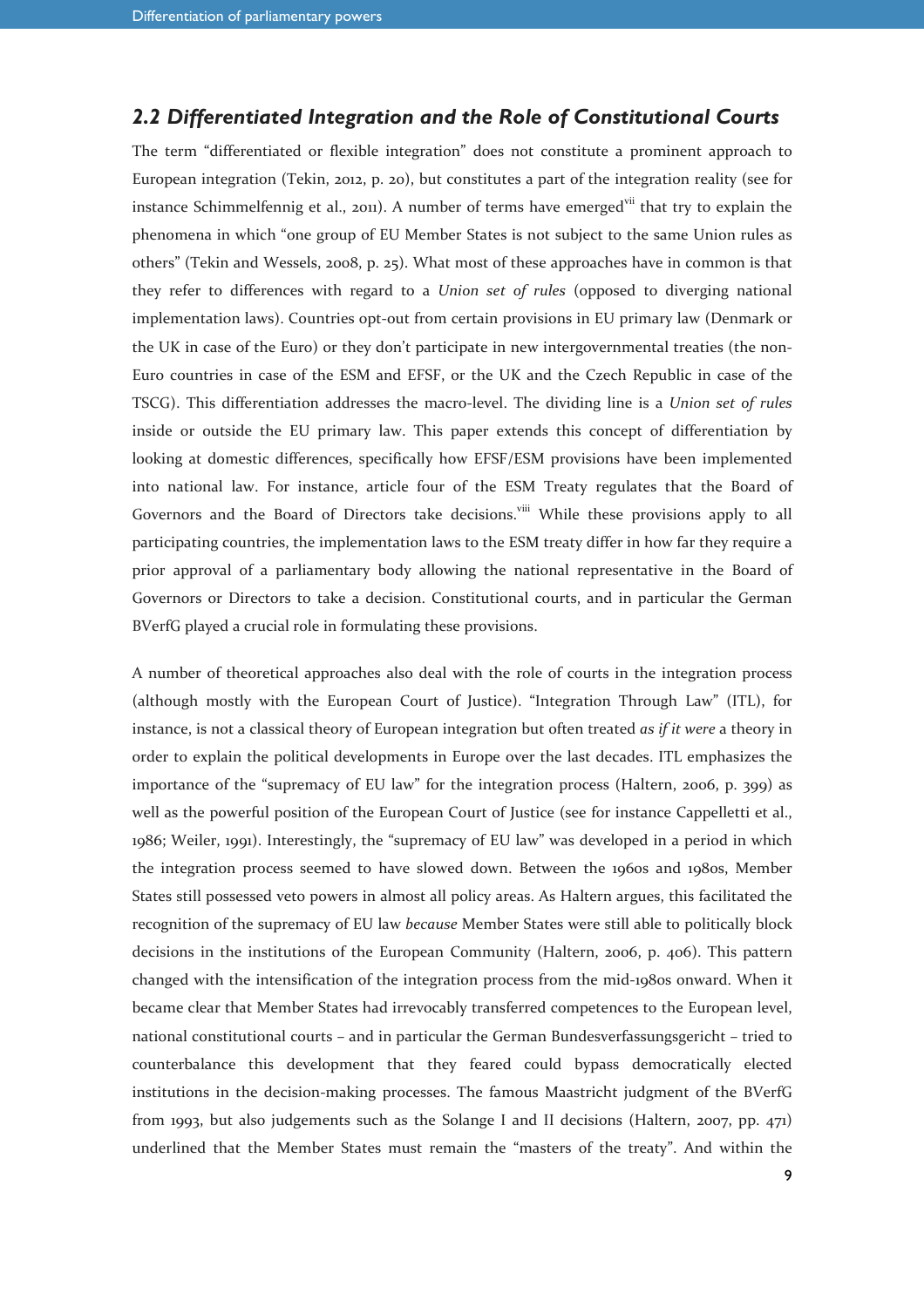## *2.2 Differentiated Integration and the Role of Constitutional Courts*

The term "differentiated or flexible integration" does not constitute a prominent approach to European integration (Tekin, 2012, p. 20), but constitutes a part of the integration reality (see for instance Schimmelfennig et al., 2011). A number of terms have emerged[vii] that try to explain the phenomena in which "one group of EU Member States is not subject to the same Union rules as others" (Tekin and Wessels, 2008, p. 25). What most of these approaches have in common is that they refer to differences with regard to a *Union set of rules* (opposed to diverging national implementation laws). Countries opt-out from certain provisions in EU primary law (Denmark or the UK in case of the Euro) or they don't participate in new intergovernmental treaties (the non-Euro countries in case of the ESM and EFSF, or the UK and the Czech Republic in case of the TSCG). This differentiation addresses the macro-level. The dividing line is a *Union set of rules* inside or outside the EU primary law. This paper extends this concept of differentiation by looking at domestic differences, specifically how EFSF/ESM provisions have been implemented into national law. For instance, article four of the ESM Treaty regulates that the Board of Governors and the Board of Directors take decisions.[viii] While these provisions apply to all participating countries, the implementation laws to the ESM treaty differ in how far they require a prior approval of a parliamentary body allowing the national representative in the Board of Governors or Directors to take a decision. Constitutional courts, and in particular the German BVerfG played a crucial role in formulating these provisions.

A number of theoretical approaches also deal with the role of courts in the integration process (although mostly with the European Court of Justice). "Integration Through Law" (ITL), for instance, is not a classical theory of European integration but often treated *as if it were* a theory in order to explain the political developments in Europe over the last decades. ITL emphasizes the importance of the "supremacy of EU law" for the integration process (Haltern, 2006, p. 399) as well as the powerful position of the European Court of Justice (see for instance Cappelletti et al., 1986; Weiler, 1991). Interestingly, the "supremacy of EU law" was developed in a period in which the integration process seemed to have slowed down. Between the 1960s and 1980s, Member States still possessed veto powers in almost all policy areas. As Haltern argues, this facilitated the recognition of the supremacy of EU law *because* Member States were still able to politically block decisions in the institutions of the European Community (Haltern, 2006, p. 406). This pattern changed with the intensification of the integration process from the mid-1980s onward. When it became clear that Member States had irrevocably transferred competences to the European level, national constitutional courts – and in particular the German Bundesverfassungsgericht – tried to counterbalance this development that they feared could bypass democratically elected institutions in the decision-making processes. The famous Maastricht judgment of the BVerfG from 1993, but also judgements such as the Solange I and II decisions (Haltern, 2007, pp. 471) underlined that the Member States must remain the "masters of the treaty". And within the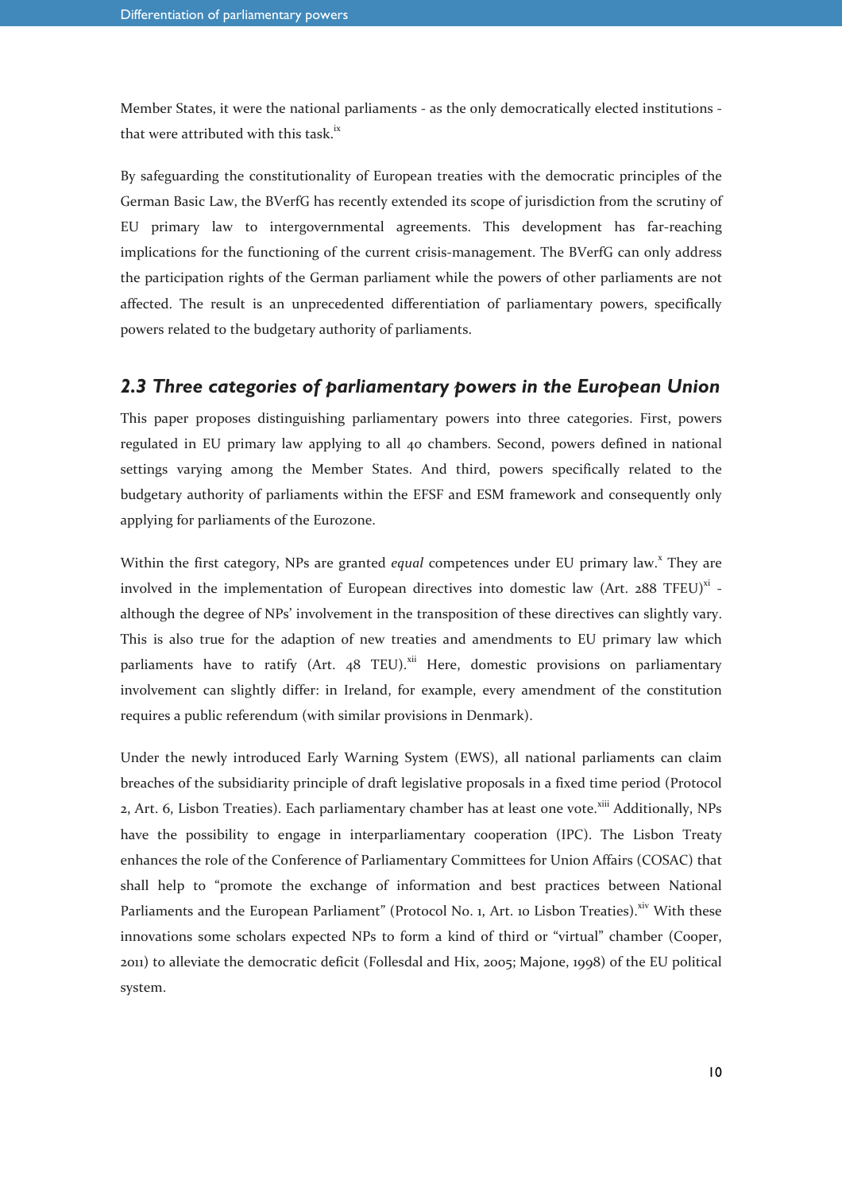Member States, it were the national parliaments - as the only democratically elected institutions - that were attributed with this task.[ix]

By safeguarding the constitutionality of European treaties with the democratic principles of the German Basic Law, the BVerfG has recently extended its scope of jurisdiction from the scrutiny of EU primary law to intergovernmental agreements. This development has far-reaching implications for the functioning of the current crisis-management. The BVerfG can only address the participation rights of the German parliament while the powers of other parliaments are not affected. The result is an unprecedented differentiation of parliamentary powers, specifically powers related to the budgetary authority of parliaments.

### 2.3 Three categories of parliamentary powers in the European Union

This paper proposes distinguishing parliamentary powers into three categories. First, powers regulated in EU primary law applying to all 40 chambers. Second, powers defined in national settings varying among the Member States. And third, powers specifically related to the budgetary authority of parliaments within the EFSF and ESM framework and consequently only applying for parliaments of the Eurozone.

Within the first category, NPs are granted *equal* competences under EU primary law.[x] They are involved in the implementation of European directives into domestic law (Art. 288 TFEU)[xi] - although the degree of NPs' involvement in the transposition of these directives can slightly vary. This is also true for the adaption of new treaties and amendments to EU primary law which parliaments have to ratify (Art. 48 TEU).[xii] Here, domestic provisions on parliamentary involvement can slightly differ: in Ireland, for example, every amendment of the constitution requires a public referendum (with similar provisions in Denmark).

Under the newly introduced Early Warning System (EWS), all national parliaments can claim breaches of the subsidiarity principle of draft legislative proposals in a fixed time period (Protocol 2, Art. 6, Lisbon Treaties). Each parliamentary chamber has at least one vote.[xiii] Additionally, NPs have the possibility to engage in interparliamentary cooperation (IPC). The Lisbon Treaty enhances the role of the Conference of Parliamentary Committees for Union Affairs (COSAC) that shall help to "promote the exchange of information and best practices between National Parliaments and the European Parliament" (Protocol No. 1, Art. 10 Lisbon Treaties).[xiv] With these innovations some scholars expected NPs to form a kind of third or "virtual" chamber (Cooper, 2011) to alleviate the democratic deficit (Follesdal and Hix, 2005; Majone, 1998) of the EU political system.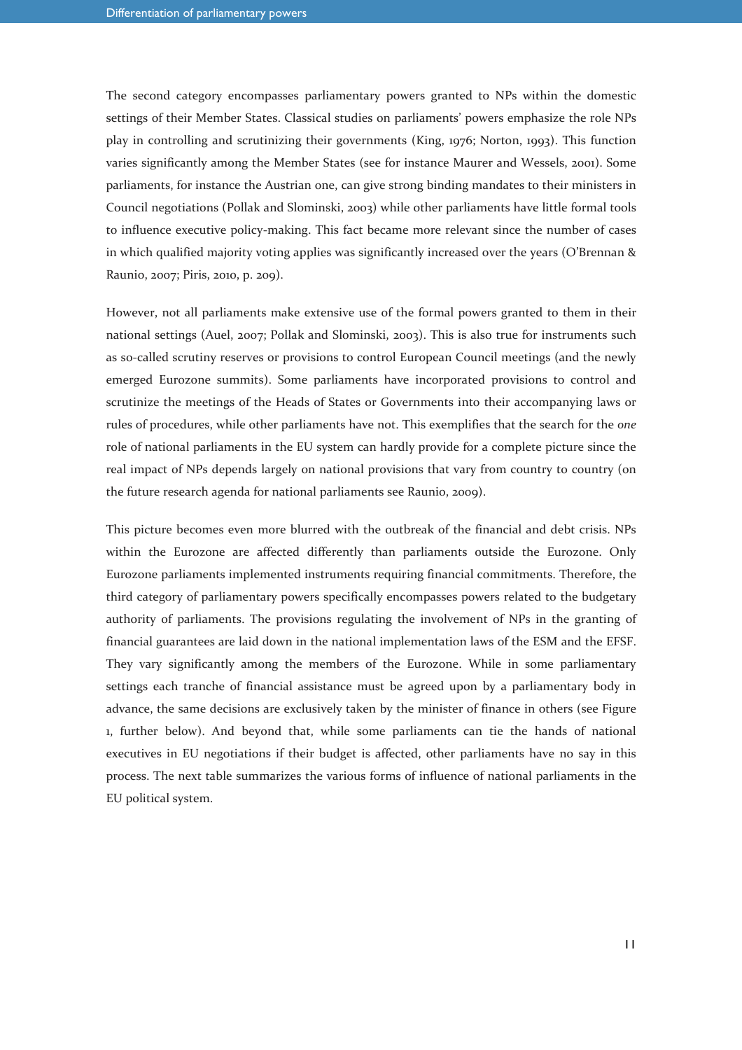The second category encompasses parliamentary powers granted to NPs within the domestic settings of their Member States. Classical studies on parliaments' powers emphasize the role NPs play in controlling and scrutinizing their governments (King, 1976; Norton, 1993). This function varies significantly among the Member States (see for instance Maurer and Wessels, 2001). Some parliaments, for instance the Austrian one, can give strong binding mandates to their ministers in Council negotiations (Pollak and Slominski, 2003) while other parliaments have little formal tools to influence executive policy-making. This fact became more relevant since the number of cases in which qualified majority voting applies was significantly increased over the years (O'Brennan & Raunio, 2007; Piris, 2010, p. 209).

However, not all parliaments make extensive use of the formal powers granted to them in their national settings (Auel, 2007; Pollak and Slominski, 2003). This is also true for instruments such as so-called scrutiny reserves or provisions to control European Council meetings (and the newly emerged Eurozone summits). Some parliaments have incorporated provisions to control and scrutinize the meetings of the Heads of States or Governments into their accompanying laws or rules of procedures, while other parliaments have not. This exemplifies that the search for the *one* role of national parliaments in the EU system can hardly provide for a complete picture since the real impact of NPs depends largely on national provisions that vary from country to country (on the future research agenda for national parliaments see Raunio, 2009).

This picture becomes even more blurred with the outbreak of the financial and debt crisis. NPs within the Eurozone are affected differently than parliaments outside the Eurozone. Only Eurozone parliaments implemented instruments requiring financial commitments. Therefore, the third category of parliamentary powers specifically encompasses powers related to the budgetary authority of parliaments. The provisions regulating the involvement of NPs in the granting of financial guarantees are laid down in the national implementation laws of the ESM and the EFSF. They vary significantly among the members of the Eurozone. While in some parliamentary settings each tranche of financial assistance must be agreed upon by a parliamentary body in advance, the same decisions are exclusively taken by the minister of finance in others (see Figure 1, further below). And beyond that, while some parliaments can tie the hands of national executives in EU negotiations if their budget is affected, other parliaments have no say in this process. The next table summarizes the various forms of influence of national parliaments in the EU political system.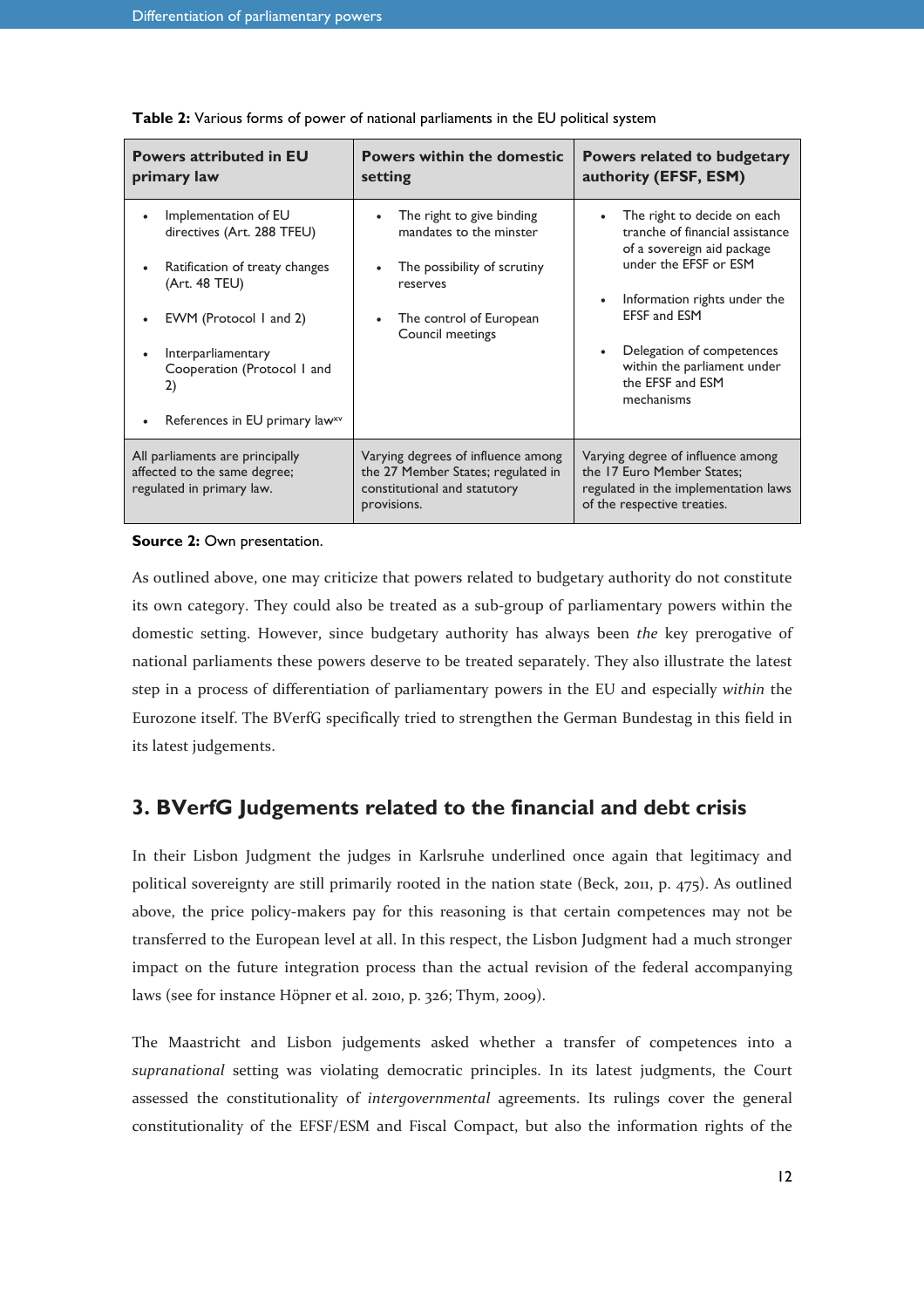**Table 2:** Various forms of power of national parliaments in the EU political system

| Powers attributed in EU primary law | Powers within the domestic setting | Powers related to budgetary authority (EFSF, ESM) |
|---|---|---|
| • Implementation of EU directives (Art. 288 TFEU)<br>• Ratification of treaty changes (Art. 48 TEU)<br>• EWM (Protocol 1 and 2)<br>• Interparliamentary Cooperation (Protocol 1 and 2)<br>• References in EU primary law[xv] | • The right to give binding mandates to the minster<br>• The possibility of scrutiny reserves<br>• The control of European Council meetings | • The right to decide on each tranche of financial assistance of a sovereign aid package under the EFSF or ESM<br>• Information rights under the EFSF and ESM<br>• Delegation of competences within the parliament under the EFSF and ESM mechanisms |
| All parliaments are principally affected to the same degree; regulated in primary law. | Varying degrees of influence among the 27 Member States; regulated in constitutional and statutory provisions. | Varying degree of influence among the 17 Euro Member States; regulated in the implementation laws of the respective treaties. |

**Source 2:** Own presentation.

As outlined above, one may criticize that powers related to budgetary authority do not constitute its own category. They could also be treated as a sub-group of parliamentary powers within the domestic setting. However, since budgetary authority has always been *the* key prerogative of national parliaments these powers deserve to be treated separately. They also illustrate the latest step in a process of differentiation of parliamentary powers in the EU and especially *within* the Eurozone itself. The BVerfG specifically tried to strengthen the German Bundestag in this field in its latest judgements.

## 3. BVerfG Judgements related to the financial and debt crisis

In their Lisbon Judgment the judges in Karlsruhe underlined once again that legitimacy and political sovereignty are still primarily rooted in the nation state (Beck, 2011, p. 475). As outlined above, the price policy-makers pay for this reasoning is that certain competences may not be transferred to the European level at all. In this respect, the Lisbon Judgment had a much stronger impact on the future integration process than the actual revision of the federal accompanying laws (see for instance Höpner et al. 2010, p. 326; Thym, 2009).

The Maastricht and Lisbon judgements asked whether a transfer of competences into a *supranational* setting was violating democratic principles. In its latest judgments, the Court assessed the constitutionality of *intergovernmental* agreements. Its rulings cover the general constitutionality of the EFSF/ESM and Fiscal Compact, but also the information rights of the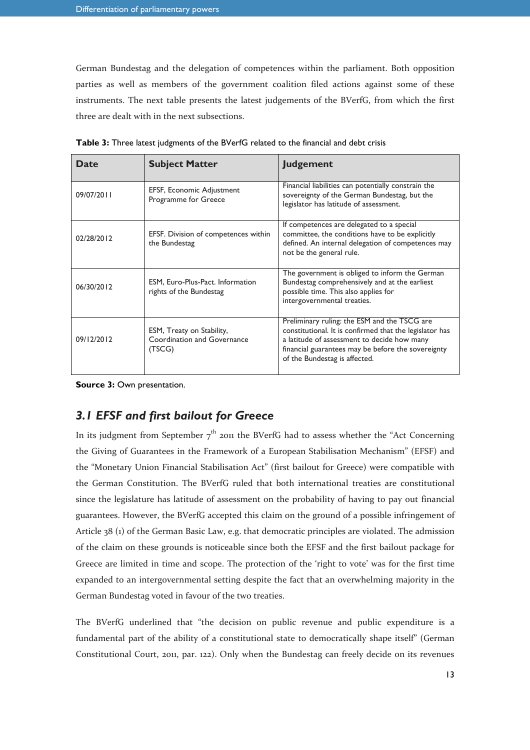German Bundestag and the delegation of competences within the parliament. Both opposition parties as well as members of the government coalition filed actions against some of these instruments. The next table presents the latest judgements of the BVerfG, from which the first three are dealt with in the next subsections.

**Table 3:** Three latest judgments of the BVerfG related to the financial and debt crisis

| Date | Subject Matter | Judgement |
|---|---|---|
| 09/07/2011 | EFSF, Economic Adjustment Programme for Greece | Financial liabilities can potentially constrain the sovereignty of the German Bundestag, but the legislator has latitude of assessment. |
| 02/28/2012 | EFSF. Division of competences within the Bundestag | If competences are delegated to a special committee, the conditions have to be explicitly defined. An internal delegation of competences may not be the general rule. |
| 06/30/2012 | ESM, Euro-Plus-Pact. Information rights of the Bundestag | The government is obliged to inform the German Bundestag comprehensively and at the earliest possible time. This also applies for intergovernmental treaties. |
| 09/12/2012 | ESM, Treaty on Stability, Coordination and Governance (TSCG) | Preliminary ruling: the ESM and the TSCG are constitutional. It is confirmed that the legislator has a latitude of assessment to decide how many financial guarantees may be before the sovereignty of the Bundestag is affected. |

**Source 3:** Own presentation.

## *3.1 EFSF and first bailout for Greece*

In its judgment from September 7th 2011 the BVerfG had to assess whether the "Act Concerning the Giving of Guarantees in the Framework of a European Stabilisation Mechanism" (EFSF) and the "Monetary Union Financial Stabilisation Act" (first bailout for Greece) were compatible with the German Constitution. The BVerfG ruled that both international treaties are constitutional since the legislature has latitude of assessment on the probability of having to pay out financial guarantees. However, the BVerfG accepted this claim on the ground of a possible infringement of Article 38 (1) of the German Basic Law, e.g. that democratic principles are violated. The admission of the claim on these grounds is noticeable since both the EFSF and the first bailout package for Greece are limited in time and scope. The protection of the 'right to vote' was for the first time expanded to an intergovernmental setting despite the fact that an overwhelming majority in the German Bundestag voted in favour of the two treaties.

The BVerfG underlined that "the decision on public revenue and public expenditure is a fundamental part of the ability of a constitutional state to democratically shape itself" (German Constitutional Court, 2011, par. 122). Only when the Bundestag can freely decide on its revenues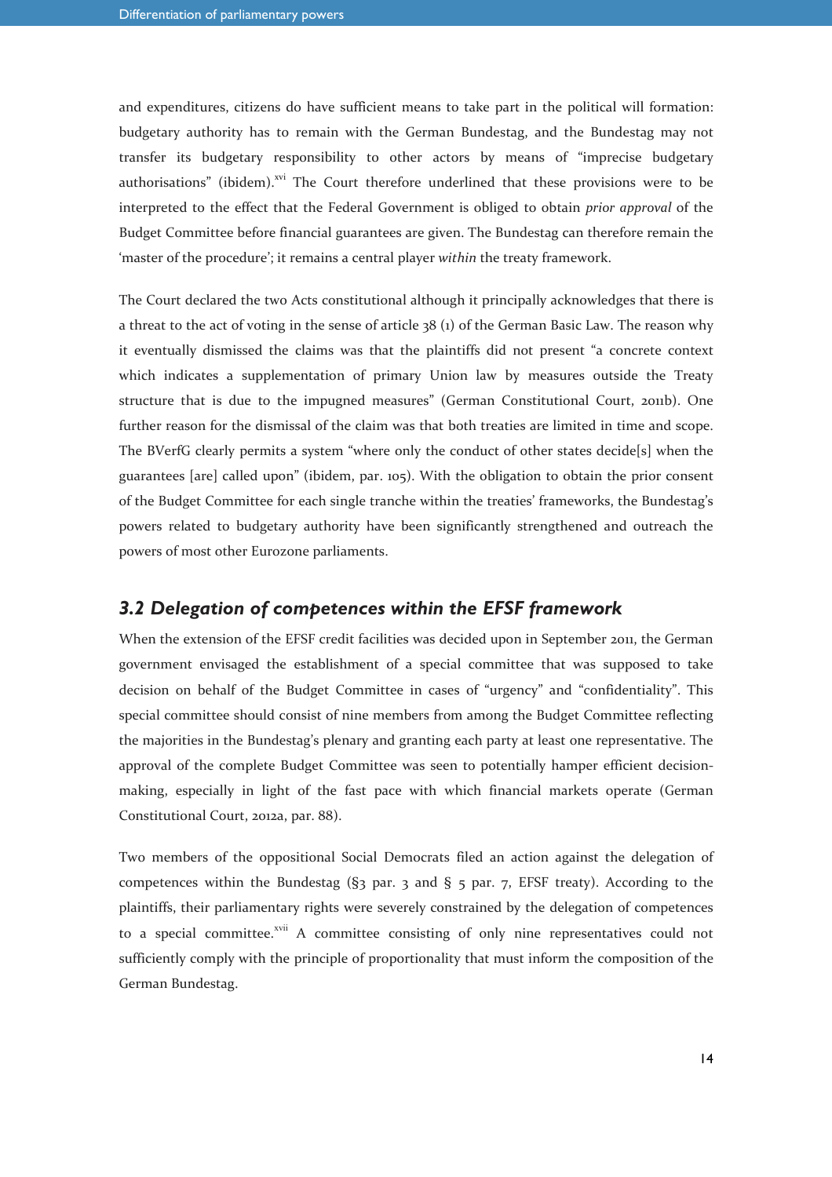and expenditures, citizens do have sufficient means to take part in the political will formation: budgetary authority has to remain with the German Bundestag, and the Bundestag may not transfer its budgetary responsibility to other actors by means of "imprecise budgetary authorisations" (ibidem).[xvi] The Court therefore underlined that these provisions were to be interpreted to the effect that the Federal Government is obliged to obtain *prior approval* of the Budget Committee before financial guarantees are given. The Bundestag can therefore remain the 'master of the procedure'; it remains a central player *within* the treaty framework.

The Court declared the two Acts constitutional although it principally acknowledges that there is a threat to the act of voting in the sense of article 38 (1) of the German Basic Law. The reason why it eventually dismissed the claims was that the plaintiffs did not present "a concrete context which indicates a supplementation of primary Union law by measures outside the Treaty structure that is due to the impugned measures" (German Constitutional Court, 2011b). One further reason for the dismissal of the claim was that both treaties are limited in time and scope. The BVerfG clearly permits a system "where only the conduct of other states decide[s] when the guarantees [are] called upon" (ibidem, par. 105). With the obligation to obtain the prior consent of the Budget Committee for each single tranche within the treaties' frameworks, the Bundestag's powers related to budgetary authority have been significantly strengthened and outreach the powers of most other Eurozone parliaments.

## 3.2 Delegation of competences within the EFSF framework

When the extension of the EFSF credit facilities was decided upon in September 2011, the German government envisaged the establishment of a special committee that was supposed to take decision on behalf of the Budget Committee in cases of "urgency" and "confidentiality". This special committee should consist of nine members from among the Budget Committee reflecting the majorities in the Bundestag's plenary and granting each party at least one representative. The approval of the complete Budget Committee was seen to potentially hamper efficient decision-making, especially in light of the fast pace with which financial markets operate (German Constitutional Court, 2012a, par. 88).

Two members of the oppositional Social Democrats filed an action against the delegation of competences within the Bundestag (§3 par. 3 and § 5 par. 7, EFSF treaty). According to the plaintiffs, their parliamentary rights were severely constrained by the delegation of competences to a special committee.[xvii] A committee consisting of only nine representatives could not sufficiently comply with the principle of proportionality that must inform the composition of the German Bundestag.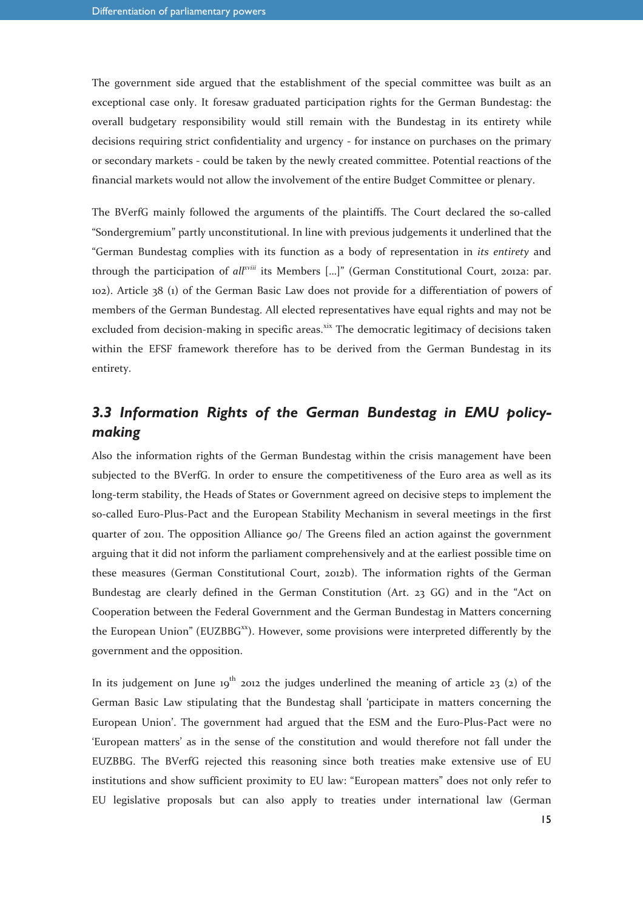The government side argued that the establishment of the special committee was built as an exceptional case only. It foresaw graduated participation rights for the German Bundestag: the overall budgetary responsibility would still remain with the Bundestag in its entirety while decisions requiring strict confidentiality and urgency - for instance on purchases on the primary or secondary markets - could be taken by the newly created committee. Potential reactions of the financial markets would not allow the involvement of the entire Budget Committee or plenary.

The BVerfG mainly followed the arguments of the plaintiffs. The Court declared the so-called "Sondergremium" partly unconstitutional. In line with previous judgements it underlined that the "German Bundestag complies with its function as a body of representation in *its entirety* and through the participation of *all*[xviii] its Members [...]" (German Constitutional Court, 2012a: par. 102). Article 38 (1) of the German Basic Law does not provide for a differentiation of powers of members of the German Bundestag. All elected representatives have equal rights and may not be excluded from decision-making in specific areas.[xix] The democratic legitimacy of decisions taken within the EFSF framework therefore has to be derived from the German Bundestag in its entirety.

## *3.3 Information Rights of the German Bundestag in EMU policy-making*

Also the information rights of the German Bundestag within the crisis management have been subjected to the BVerfG. In order to ensure the competitiveness of the Euro area as well as its long-term stability, the Heads of States or Government agreed on decisive steps to implement the so-called Euro-Plus-Pact and the European Stability Mechanism in several meetings in the first quarter of 2011. The opposition Alliance 90/ The Greens filed an action against the government arguing that it did not inform the parliament comprehensively and at the earliest possible time on these measures (German Constitutional Court, 2012b). The information rights of the German Bundestag are clearly defined in the German Constitution (Art. 23 GG) and in the "Act on Cooperation between the Federal Government and the German Bundestag in Matters concerning the European Union" (EUZBBG[xx]). However, some provisions were interpreted differently by the government and the opposition.

In its judgement on June 19th 2012 the judges underlined the meaning of article 23 (2) of the German Basic Law stipulating that the Bundestag shall 'participate in matters concerning the European Union'. The government had argued that the ESM and the Euro-Plus-Pact were no 'European matters' as in the sense of the constitution and would therefore not fall under the EUZBBG. The BVerfG rejected this reasoning since both treaties make extensive use of EU institutions and show sufficient proximity to EU law: "European matters" does not only refer to EU legislative proposals but can also apply to treaties under international law (German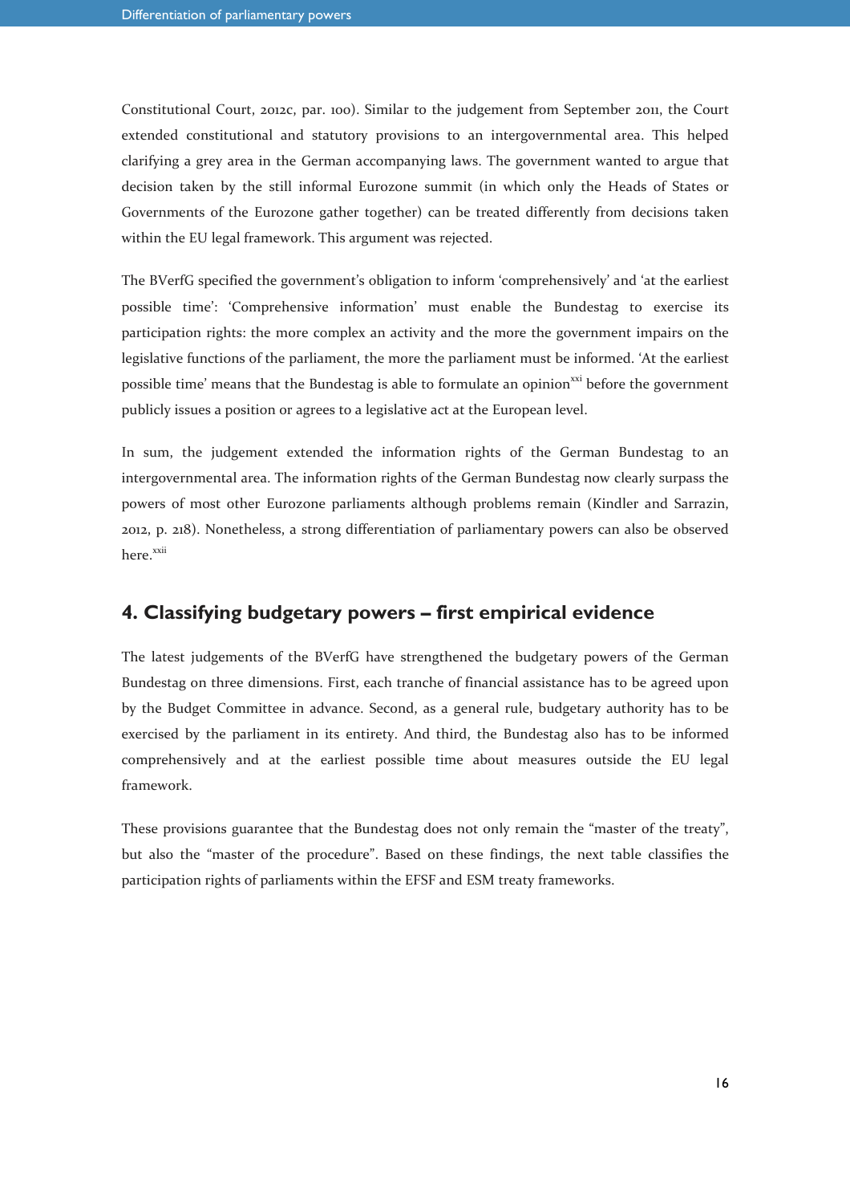Constitutional Court, 2012c, par. 100). Similar to the judgement from September 2011, the Court extended constitutional and statutory provisions to an intergovernmental area. This helped clarifying a grey area in the German accompanying laws. The government wanted to argue that decision taken by the still informal Eurozone summit (in which only the Heads of States or Governments of the Eurozone gather together) can be treated differently from decisions taken within the EU legal framework. This argument was rejected.

The BVerfG specified the government's obligation to inform 'comprehensively' and 'at the earliest possible time': 'Comprehensive information' must enable the Bundestag to exercise its participation rights: the more complex an activity and the more the government impairs on the legislative functions of the parliament, the more the parliament must be informed. 'At the earliest possible time' means that the Bundestag is able to formulate an opinion[xxi] before the government publicly issues a position or agrees to a legislative act at the European level.

In sum, the judgement extended the information rights of the German Bundestag to an intergovernmental area. The information rights of the German Bundestag now clearly surpass the powers of most other Eurozone parliaments although problems remain (Kindler and Sarrazin, 2012, p. 218). Nonetheless, a strong differentiation of parliamentary powers can also be observed here.[xxii]

## 4. Classifying budgetary powers – first empirical evidence

The latest judgements of the BVerfG have strengthened the budgetary powers of the German Bundestag on three dimensions. First, each tranche of financial assistance has to be agreed upon by the Budget Committee in advance. Second, as a general rule, budgetary authority has to be exercised by the parliament in its entirety. And third, the Bundestag also has to be informed comprehensively and at the earliest possible time about measures outside the EU legal framework.

These provisions guarantee that the Bundestag does not only remain the "master of the treaty", but also the "master of the procedure". Based on these findings, the next table classifies the participation rights of parliaments within the EFSF and ESM treaty frameworks.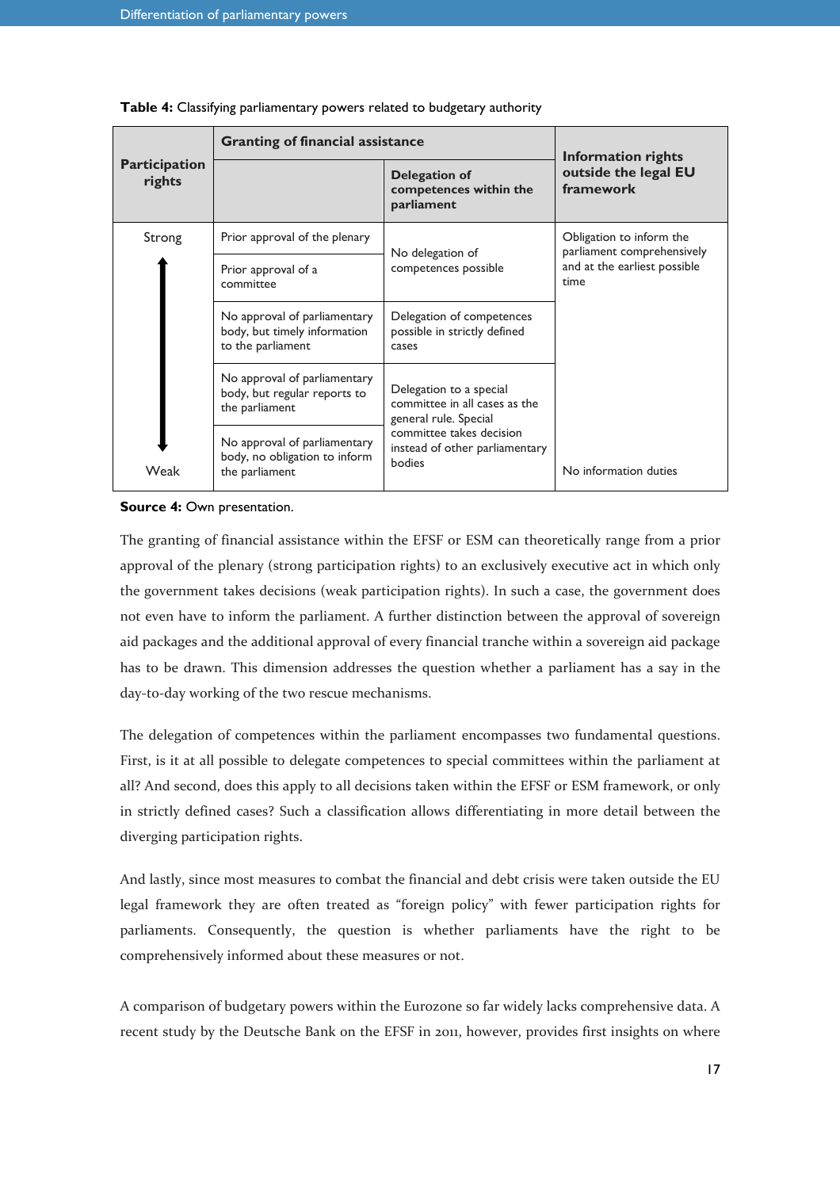**Table 4:** Classifying parliamentary powers related to budgetary authority

| Participation rights | Granting of financial assistance | | Information rights outside the legal EU framework |
|---|---|---|---|
| | | Delegation of competences within the parliament | |
| Strong | Prior approval of the plenary | No delegation of competences possible | Obligation to inform the parliament comprehensively and at the earliest possible time |
| | Prior approval of a committee | | |
| | No approval of parliamentary body, but timely information to the parliament | Delegation of competences possible in strictly defined cases | |
| | No approval of parliamentary body, but regular reports to the parliament | Delegation to a special committee in all cases as the general rule. Special committee takes decision instead of other parliamentary bodies | |
| Weak | No approval of parliamentary body, no obligation to inform the parliament | | No information duties |

**Source 4:** Own presentation.

The granting of financial assistance within the EFSF or ESM can theoretically range from a prior approval of the plenary (strong participation rights) to an exclusively executive act in which only the government takes decisions (weak participation rights). In such a case, the government does not even have to inform the parliament. A further distinction between the approval of sovereign aid packages and the additional approval of every financial tranche within a sovereign aid package has to be drawn. This dimension addresses the question whether a parliament has a say in the day-to-day working of the two rescue mechanisms.

The delegation of competences within the parliament encompasses two fundamental questions. First, is it at all possible to delegate competences to special committees within the parliament at all? And second, does this apply to all decisions taken within the EFSF or ESM framework, or only in strictly defined cases? Such a classification allows differentiating in more detail between the diverging participation rights.

And lastly, since most measures to combat the financial and debt crisis were taken outside the EU legal framework they are often treated as "foreign policy" with fewer participation rights for parliaments. Consequently, the question is whether parliaments have the right to be comprehensively informed about these measures or not.

A comparison of budgetary powers within the Eurozone so far widely lacks comprehensive data. A recent study by the Deutsche Bank on the EFSF in 2011, however, provides first insights on where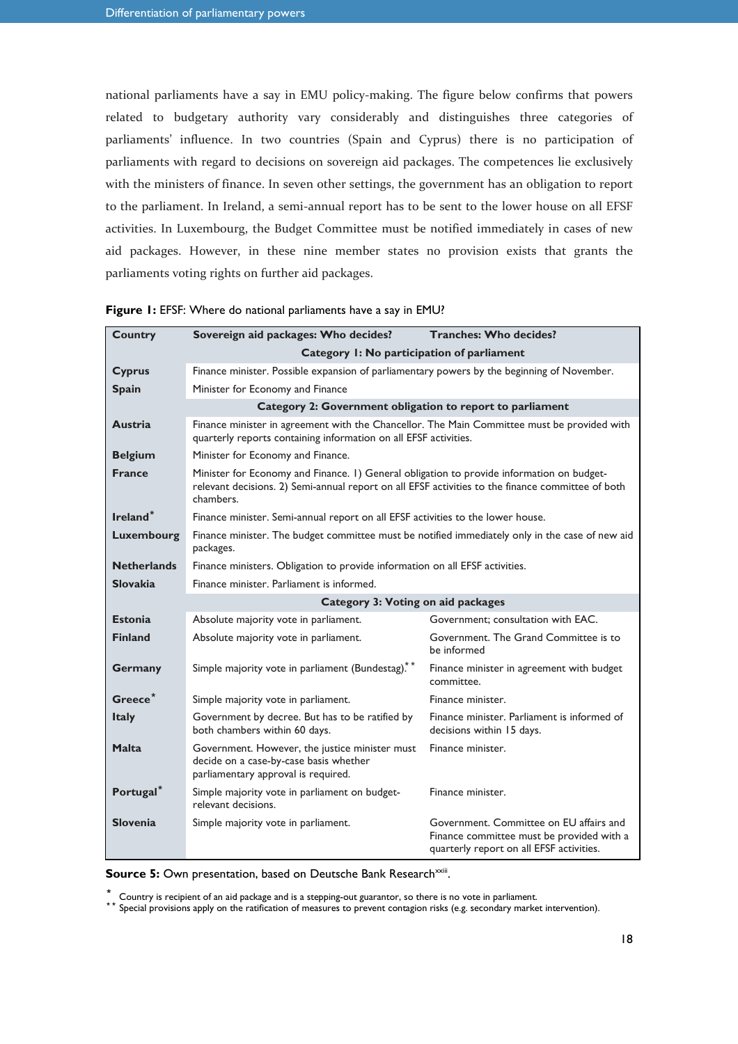national parliaments have a say in EMU policy-making. The figure below confirms that powers related to budgetary authority vary considerably and distinguishes three categories of parliaments' influence. In two countries (Spain and Cyprus) there is no participation of parliaments with regard to decisions on sovereign aid packages. The competences lie exclusively with the ministers of finance. In seven other settings, the government has an obligation to report to the parliament. In Ireland, a semi-annual report has to be sent to the lower house on all EFSF activities. In Luxembourg, the Budget Committee must be notified immediately in cases of new aid packages. However, in these nine member states no provision exists that grants the parliaments voting rights on further aid packages.

**Figure 1:** EFSF: Where do national parliaments have a say in EMU?

| Country | Sovereign aid packages: Who decides? | Tranches: Who decides? |
|---|---|---|
| | **Category 1: No participation of parliament** | |
| **Cyprus** | Finance minister. Possible expansion of parliamentary powers by the beginning of November. | |
| **Spain** | Minister for Economy and Finance | |
| | **Category 2: Government obligation to report to parliament** | |
| **Austria** | Finance minister in agreement with the Chancellor. The Main Committee must be provided with quarterly reports containing information on all EFSF activities. | |
| **Belgium** | Minister for Economy and Finance. | |
| **France** | Minister for Economy and Finance. 1) General obligation to provide information on budget-relevant decisions. 2) Semi-annual report on all EFSF activities to the finance committee of both chambers. | |
| **Ireland*** | Finance minister. Semi-annual report on all EFSF activities to the lower house. | |
| **Luxembourg** | Finance minister. The budget committee must be notified immediately only in the case of new aid packages. | |
| **Netherlands** | Finance ministers. Obligation to provide information on all EFSF activities. | |
| **Slovakia** | Finance minister. Parliament is informed. | |
| | **Category 3: Voting on aid packages** | |
| **Estonia** | Absolute majority vote in parliament. | Government; consultation with EAC. |
| **Finland** | Absolute majority vote in parliament. | Government. The Grand Committee is to be informed |
| **Germany** | Simple majority vote in parliament (Bundestag).** | Finance minister in agreement with budget committee. |
| **Greece*** | Simple majority vote in parliament. | Finance minister. |
| **Italy** | Government by decree. But has to be ratified by both chambers within 60 days. | Finance minister. Parliament is informed of decisions within 15 days. |
| **Malta** | Government. However, the justice minister must decide on a case-by-case basis whether parliamentary approval is required. | Finance minister. |
| **Portugal*** | Simple majority vote in parliament on budget-relevant decisions. | Finance minister. |
| **Slovenia** | Simple majority vote in parliament. | Government. Committee on EU affairs and Finance committee must be provided with a quarterly report on all EFSF activities. |

**Source 5:** Own presentation, based on Deutsche Bank Research[xxiii].

\* Country is recipient of an aid package and is a stepping-out guarantor, so there is no vote in parliament.
\*\* Special provisions apply on the ratification of measures to prevent contagion risks (e.g. secondary market intervention).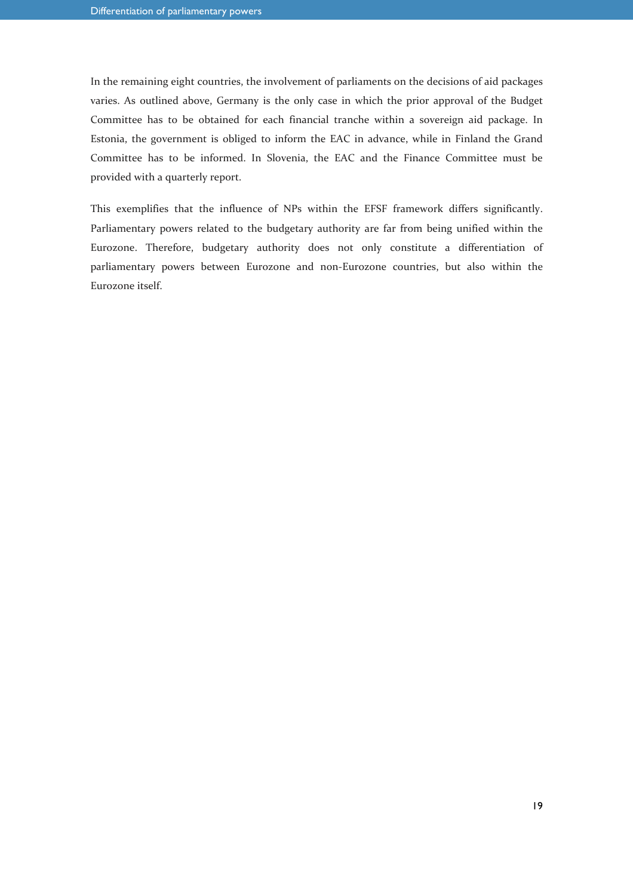In the remaining eight countries, the involvement of parliaments on the decisions of aid packages varies. As outlined above, Germany is the only case in which the prior approval of the Budget Committee has to be obtained for each financial tranche within a sovereign aid package. In Estonia, the government is obliged to inform the EAC in advance, while in Finland the Grand Committee has to be informed. In Slovenia, the EAC and the Finance Committee must be provided with a quarterly report.

This exemplifies that the influence of NPs within the EFSF framework differs significantly. Parliamentary powers related to the budgetary authority are far from being unified within the Eurozone. Therefore, budgetary authority does not only constitute a differentiation of parliamentary powers between Eurozone and non-Eurozone countries, but also within the Eurozone itself.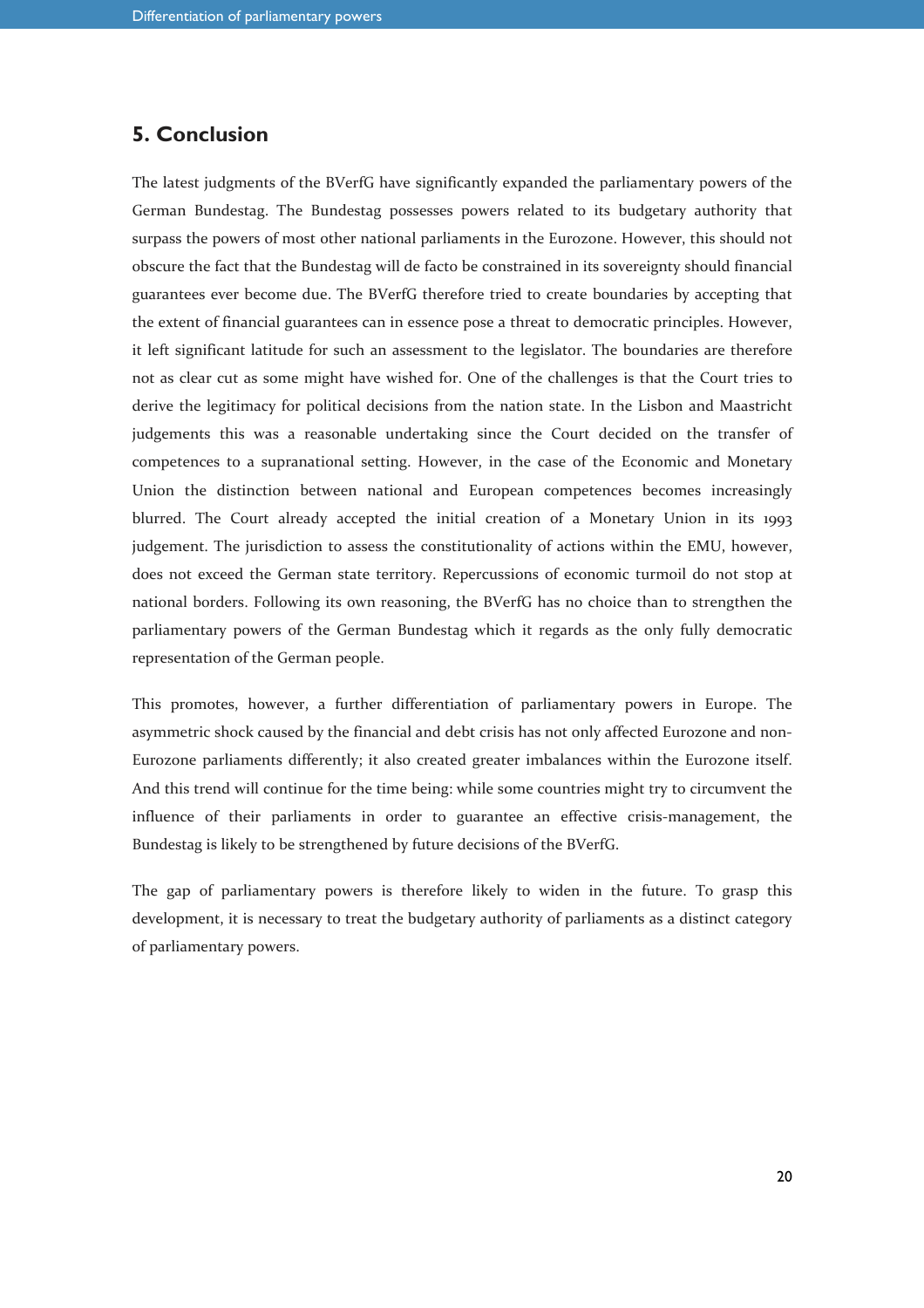## 5. Conclusion

The latest judgments of the BVerfG have significantly expanded the parliamentary powers of the German Bundestag. The Bundestag possesses powers related to its budgetary authority that surpass the powers of most other national parliaments in the Eurozone. However, this should not obscure the fact that the Bundestag will de facto be constrained in its sovereignty should financial guarantees ever become due. The BVerfG therefore tried to create boundaries by accepting that the extent of financial guarantees can in essence pose a threat to democratic principles. However, it left significant latitude for such an assessment to the legislator. The boundaries are therefore not as clear cut as some might have wished for. One of the challenges is that the Court tries to derive the legitimacy for political decisions from the nation state. In the Lisbon and Maastricht judgements this was a reasonable undertaking since the Court decided on the transfer of competences to a supranational setting. However, in the case of the Economic and Monetary Union the distinction between national and European competences becomes increasingly blurred. The Court already accepted the initial creation of a Monetary Union in its 1993 judgement. The jurisdiction to assess the constitutionality of actions within the EMU, however, does not exceed the German state territory. Repercussions of economic turmoil do not stop at national borders. Following its own reasoning, the BVerfG has no choice than to strengthen the parliamentary powers of the German Bundestag which it regards as the only fully democratic representation of the German people.

This promotes, however, a further differentiation of parliamentary powers in Europe. The asymmetric shock caused by the financial and debt crisis has not only affected Eurozone and non-Eurozone parliaments differently; it also created greater imbalances within the Eurozone itself. And this trend will continue for the time being: while some countries might try to circumvent the influence of their parliaments in order to guarantee an effective crisis-management, the Bundestag is likely to be strengthened by future decisions of the BVerfG.

The gap of parliamentary powers is therefore likely to widen in the future. To grasp this development, it is necessary to treat the budgetary authority of parliaments as a distinct category of parliamentary powers.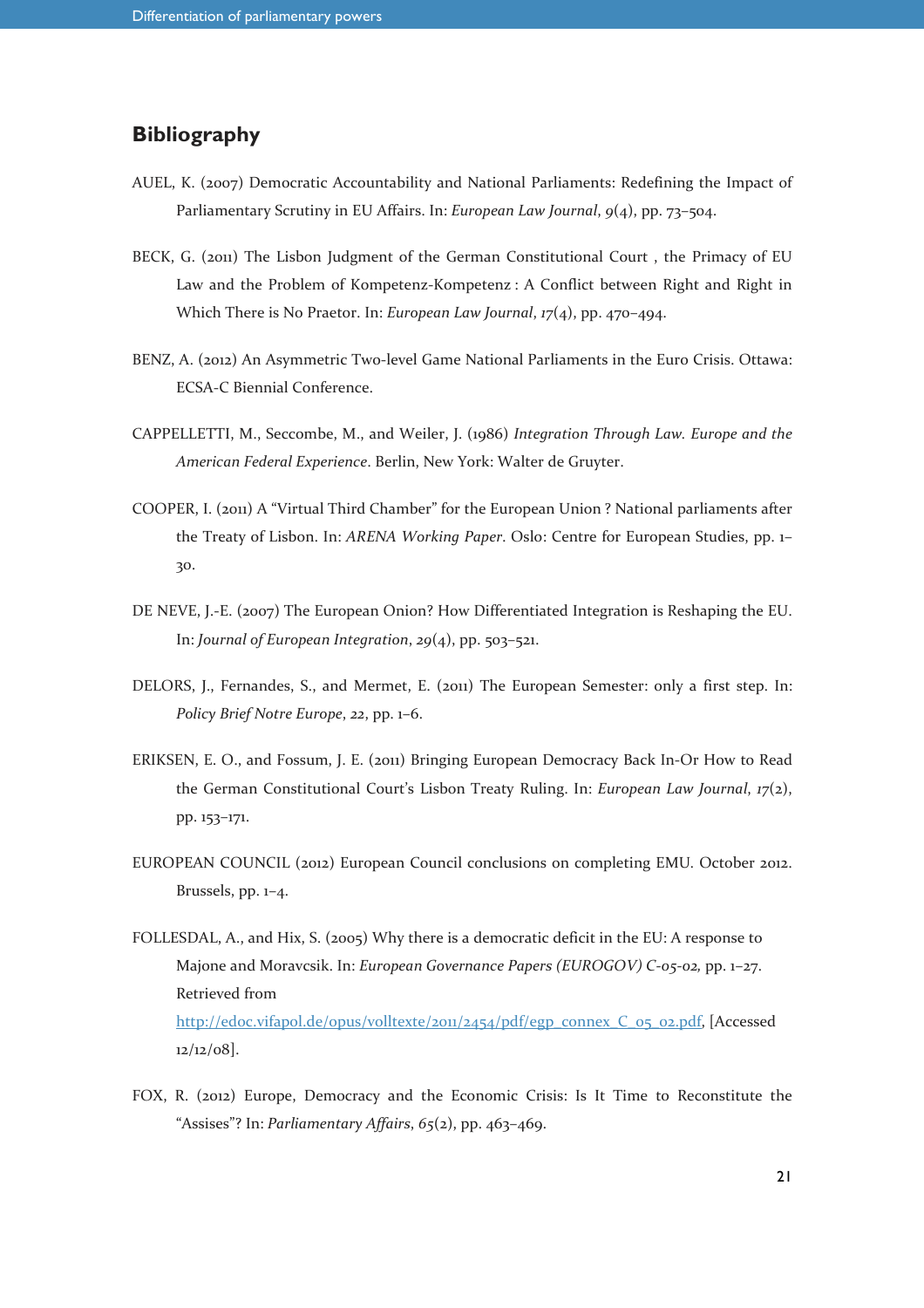## Bibliography

AUEL, K. (2007) Democratic Accountability and National Parliaments: Redefining the Impact of Parliamentary Scrutiny in EU Affairs. In: *European Law Journal*, *9*(4), pp. 73–504.

BECK, G. (2011) The Lisbon Judgment of the German Constitutional Court , the Primacy of EU Law and the Problem of Kompetenz-Kompetenz : A Conflict between Right and Right in Which There is No Praetor. In: *European Law Journal*, *17*(4), pp. 470–494.

BENZ, A. (2012) An Asymmetric Two-level Game National Parliaments in the Euro Crisis. Ottawa: ECSA-C Biennial Conference.

CAPPELLETTI, M., Seccombe, M., and Weiler, J. (1986) *Integration Through Law. Europe and the American Federal Experience*. Berlin, New York: Walter de Gruyter.

COOPER, I. (2011) A "Virtual Third Chamber" for the European Union ? National parliaments after the Treaty of Lisbon. In: *ARENA Working Paper*. Oslo: Centre for European Studies, pp. 1–30.

DE NEVE, J.-E. (2007) The European Onion? How Differentiated Integration is Reshaping the EU. In: *Journal of European Integration*, *29*(4), pp. 503–521.

DELORS, J., Fernandes, S., and Mermet, E. (2011) The European Semester: only a first step. In: *Policy Brief Notre Europe*, *22*, pp. 1–6.

ERIKSEN, E. O., and Fossum, J. E. (2011) Bringing European Democracy Back In-Or How to Read the German Constitutional Court's Lisbon Treaty Ruling. In: *European Law Journal*, *17*(2), pp. 153–171.

EUROPEAN COUNCIL (2012) European Council conclusions on completing EMU. October 2012. Brussels, pp. 1–4.

FOLLESDAL, A., and Hix, S. (2005) Why there is a democratic deficit in the EU: A response to Majone and Moravcsik. In: *European Governance Papers (EUROGOV) C-05-02*, pp. 1–27. Retrieved from http://edoc.vifapol.de/opus/volltexte/2011/2454/pdf/egp_connex_C_05_02.pdf, [Accessed 12/12/08].

FOX, R. (2012) Europe, Democracy and the Economic Crisis: Is It Time to Reconstitute the "Assises"? In: *Parliamentary Affairs*, *65*(2), pp. 463–469.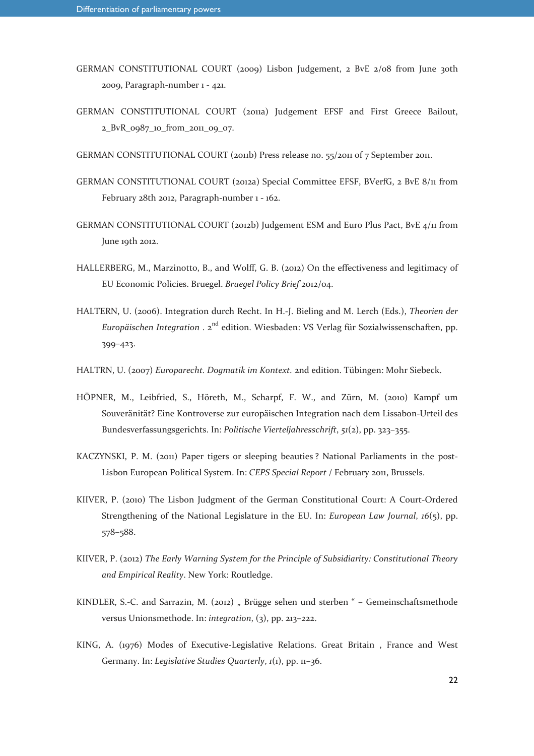GERMAN CONSTITUTIONAL COURT (2009) Lisbon Judgement, 2 BvE 2/08 from June 30th 2009, Paragraph-number 1 - 421.

GERMAN CONSTITUTIONAL COURT (2011a) Judgement EFSF and First Greece Bailout, 2_BvR_0987_10_from_2011_09_07.

GERMAN CONSTITUTIONAL COURT (2011b) Press release no. 55/2011 of 7 September 2011.

GERMAN CONSTITUTIONAL COURT (2012a) Special Committee EFSF, BVerfG, 2 BvE 8/11 from February 28th 2012, Paragraph-number 1 - 162.

GERMAN CONSTITUTIONAL COURT (2012b) Judgement ESM and Euro Plus Pact, BvE 4/11 from June 19th 2012.

HALLERBERG, M., Marzinotto, B., and Wolff, G. B. (2012) On the effectiveness and legitimacy of EU Economic Policies. Bruegel. *Bruegel Policy Brief* 2012/04.

HALTERN, U. (2006). Integration durch Recht. In H.-J. Bieling and M. Lerch (Eds.), *Theorien der Europäischen Integration* . 2nd edition. Wiesbaden: VS Verlag für Sozialwissenschaften, pp. 399–423.

HALTRN, U. (2007) *Europarecht. Dogmatik im Kontext.* 2nd edition. Tübingen: Mohr Siebeck.

HÖPNER, M., Leibfried, S., Höreth, M., Scharpf, F. W., and Zürn, M. (2010) Kampf um Souveränität? Eine Kontroverse zur europäischen Integration nach dem Lissabon-Urteil des Bundesverfassungsgerichts. In: *Politische Vierteljahresschrift*, *51*(2), pp. 323–355.

KACZYNSKI, P. M. (2011) Paper tigers or sleeping beauties ? National Parliaments in the post-Lisbon European Political System. In: *CEPS Special Report* / February 2011, Brussels.

KIIVER, P. (2010) The Lisbon Judgment of the German Constitutional Court: A Court-Ordered Strengthening of the National Legislature in the EU. In: *European Law Journal*, *16*(5), pp. 578–588.

KIIVER, P. (2012) *The Early Warning System for the Principle of Subsidiarity: Constitutional Theory and Empirical Reality*. New York: Routledge.

KINDLER, S.-C. and Sarrazin, M. (2012) „ Brügge sehen und sterben " – Gemeinschaftsmethode versus Unionsmethode. In: *integration*, (3), pp. 213–222.

KING, A. (1976) Modes of Executive-Legislative Relations. Great Britain , France and West Germany. In: *Legislative Studies Quarterly*, *1*(1), pp. 11–36.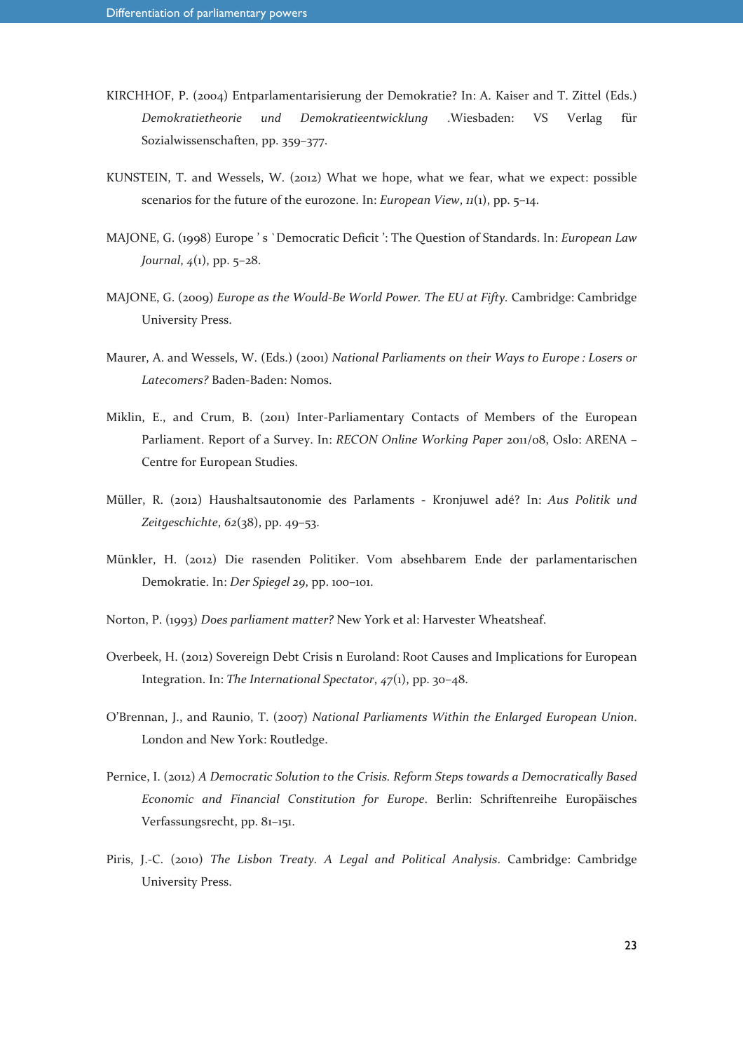KIRCHHOF, P. (2004) Entparlamentarisierung der Demokratie? In: A. Kaiser and T. Zittel (Eds.) *Demokratietheorie und Demokratieentwicklung* .Wiesbaden: VS Verlag für Sozialwissenschaften, pp. 359–377.

KUNSTEIN, T. and Wessels, W. (2012) What we hope, what we fear, what we expect: possible scenarios for the future of the eurozone. In: *European View*, *11*(1), pp. 5–14.

MAJONE, G. (1998) Europe ' s `Democratic Deficit ': The Question of Standards. In: *European Law Journal*, *4*(1), pp. 5–28.

MAJONE, G. (2009) *Europe as the Would-Be World Power. The EU at Fifty.* Cambridge: Cambridge University Press.

Maurer, A. and Wessels, W. (Eds.) (2001) *National Parliaments on their Ways to Europe : Losers or Latecomers?* Baden-Baden: Nomos.

Miklin, E., and Crum, B. (2011) Inter-Parliamentary Contacts of Members of the European Parliament. Report of a Survey. In: *RECON Online Working Paper* 2011/08, Oslo: ARENA – Centre for European Studies.

Müller, R. (2012) Haushaltsautonomie des Parlaments - Kronjuwel adé? In: *Aus Politik und Zeitgeschichte*, *62*(38), pp. 49–53.

Münkler, H. (2012) Die rasenden Politiker. Vom absehbarem Ende der parlamentarischen Demokratie. In: *Der Spiegel 29*, pp. 100–101.

Norton, P. (1993) *Does parliament matter?* New York et al: Harvester Wheatsheaf.

Overbeek, H. (2012) Sovereign Debt Crisis n Euroland: Root Causes and Implications for European Integration. In: *The International Spectator*, *47*(1), pp. 30–48.

O'Brennan, J., and Raunio, T. (2007) *National Parliaments Within the Enlarged European Union*. London and New York: Routledge.

Pernice, I. (2012) *A Democratic Solution to the Crisis. Reform Steps towards a Democratically Based Economic and Financial Constitution for Europe*. Berlin: Schriftenreihe Europäisches Verfassungsrecht, pp. 81–151.

Piris, J.-C. (2010) *The Lisbon Treaty. A Legal and Political Analysis*. Cambridge: Cambridge University Press.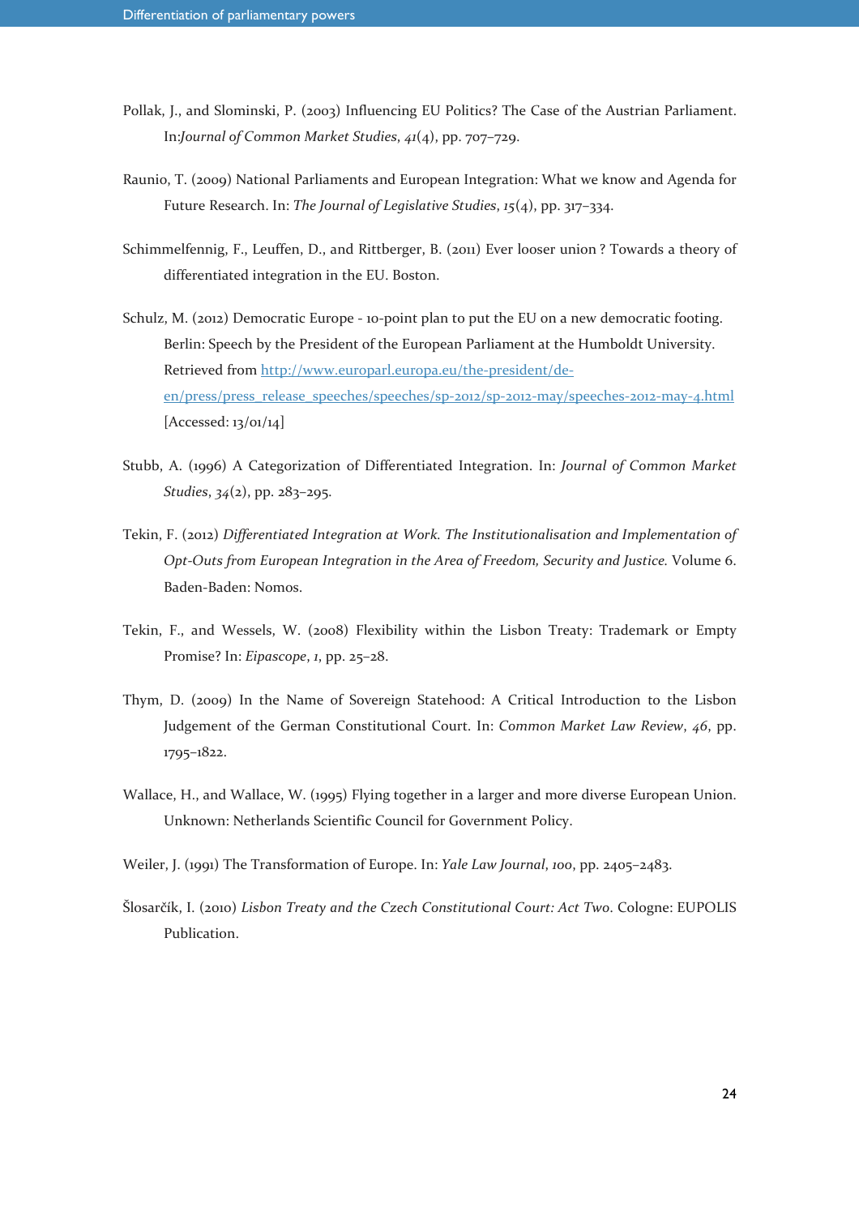Pollak, J., and Slominski, P. (2003) Influencing EU Politics? The Case of the Austrian Parliament. In:*Journal of Common Market Studies*, *41*(4), pp. 707–729.

Raunio, T. (2009) National Parliaments and European Integration: What we know and Agenda for Future Research. In: *The Journal of Legislative Studies*, *15*(4), pp. 317–334.

Schimmelfennig, F., Leuffen, D., and Rittberger, B. (2011) Ever looser union ? Towards a theory of differentiated integration in the EU. Boston.

Schulz, M. (2012) Democratic Europe - 10-point plan to put the EU on a new democratic footing. Berlin: Speech by the President of the European Parliament at the Humboldt University. Retrieved from [http://www.europarl.europa.eu/the-president/de-en/press/press_release_speeches/speeches/sp-2012/sp-2012-may/speeches-2012-may-4.html](http://www.europarl.europa.eu/the-president/de-en/press/press_release_speeches/speeches/sp-2012/sp-2012-may/speeches-2012-may-4.html) [Accessed: 13/01/14]

Stubb, A. (1996) A Categorization of Differentiated Integration. In: *Journal of Common Market Studies*, *34*(2), pp. 283–295.

Tekin, F. (2012) *Differentiated Integration at Work. The Institutionalisation and Implementation of Opt-Outs from European Integration in the Area of Freedom, Security and Justice.* Volume 6. Baden-Baden: Nomos.

Tekin, F., and Wessels, W. (2008) Flexibility within the Lisbon Treaty: Trademark or Empty Promise? In: *Eipascope*, *1*, pp. 25–28.

Thym, D. (2009) In the Name of Sovereign Statehood: A Critical Introduction to the Lisbon Judgement of the German Constitutional Court. In: *Common Market Law Review*, *46*, pp. 1795–1822.

Wallace, H., and Wallace, W. (1995) Flying together in a larger and more diverse European Union. Unknown: Netherlands Scientific Council for Government Policy.

Weiler, J. (1991) The Transformation of Europe. In: *Yale Law Journal*, *100*, pp. 2405–2483.

Šlosarčík, I. (2010) *Lisbon Treaty and the Czech Constitutional Court: Act Two*. Cologne: EUPOLIS Publication.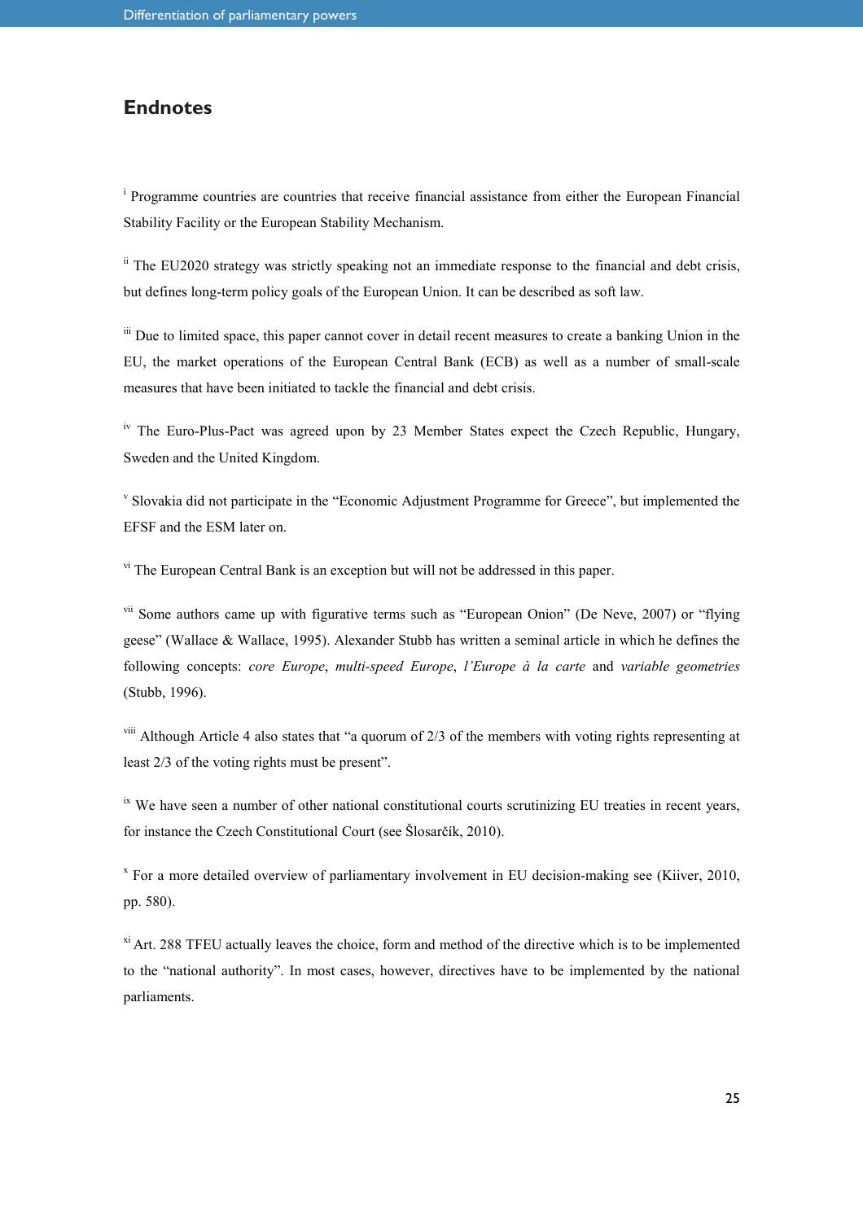## Endnotes

[i] Programme countries are countries that receive financial assistance from either the European Financial Stability Facility or the European Stability Mechanism.

[ii] The EU2020 strategy was strictly speaking not an immediate response to the financial and debt crisis, but defines long-term policy goals of the European Union. It can be described as soft law.

[iii] Due to limited space, this paper cannot cover in detail recent measures to create a banking Union in the EU, the market operations of the European Central Bank (ECB) as well as a number of small-scale measures that have been initiated to tackle the financial and debt crisis.

[iv] The Euro-Plus-Pact was agreed upon by 23 Member States expect the Czech Republic, Hungary, Sweden and the United Kingdom.

[v] Slovakia did not participate in the "Economic Adjustment Programme for Greece", but implemented the EFSF and the ESM later on.

[vi] The European Central Bank is an exception but will not be addressed in this paper.

[vii] Some authors came up with figurative terms such as "European Onion" (De Neve, 2007) or "flying geese" (Wallace & Wallace, 1995). Alexander Stubb has written a seminal article in which he defines the following concepts: *core Europe*, *multi-speed Europe*, *l'Europe à la carte* and *variable geometries* (Stubb, 1996).

[viii] Although Article 4 also states that "a quorum of 2/3 of the members with voting rights representing at least 2/3 of the voting rights must be present".

[ix] We have seen a number of other national constitutional courts scrutinizing EU treaties in recent years, for instance the Czech Constitutional Court (see Šlosarčík, 2010).

[x] For a more detailed overview of parliamentary involvement in EU decision-making see (Kiiver, 2010, pp. 580).

[xi] Art. 288 TFEU actually leaves the choice, form and method of the directive which is to be implemented to the "national authority". In most cases, however, directives have to be implemented by the national parliaments.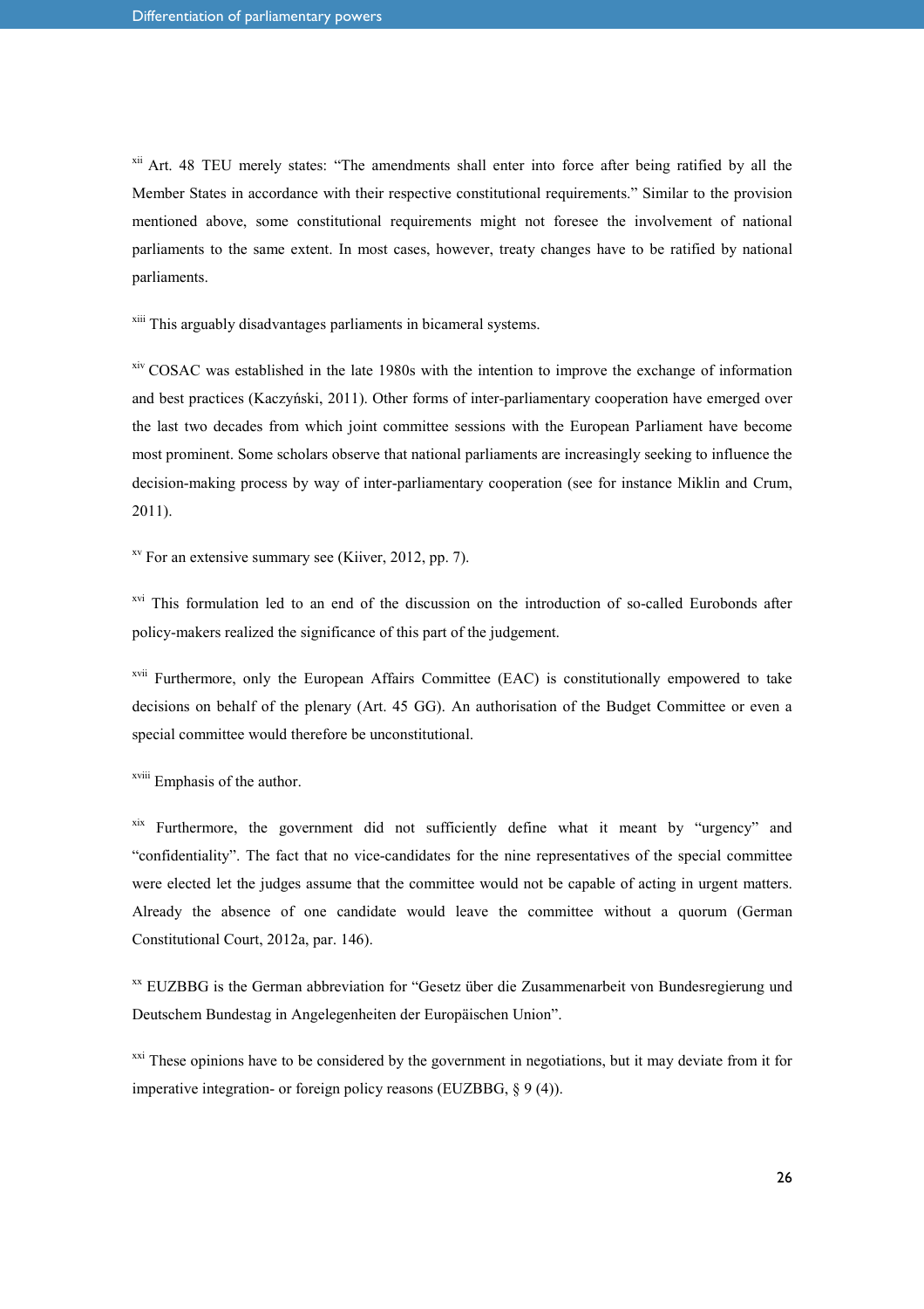[xii] Art. 48 TEU merely states: "The amendments shall enter into force after being ratified by all the Member States in accordance with their respective constitutional requirements." Similar to the provision mentioned above, some constitutional requirements might not foresee the involvement of national parliaments to the same extent. In most cases, however, treaty changes have to be ratified by national parliaments.

[xiii] This arguably disadvantages parliaments in bicameral systems.

[xiv] COSAC was established in the late 1980s with the intention to improve the exchange of information and best practices (Kaczyński, 2011). Other forms of inter-parliamentary cooperation have emerged over the last two decades from which joint committee sessions with the European Parliament have become most prominent. Some scholars observe that national parliaments are increasingly seeking to influence the decision-making process by way of inter-parliamentary cooperation (see for instance Miklin and Crum, 2011).

[xv] For an extensive summary see (Kiiver, 2012, pp. 7).

[xvi] This formulation led to an end of the discussion on the introduction of so-called Eurobonds after policy-makers realized the significance of this part of the judgement.

[xvii] Furthermore, only the European Affairs Committee (EAC) is constitutionally empowered to take decisions on behalf of the plenary (Art. 45 GG). An authorisation of the Budget Committee or even a special committee would therefore be unconstitutional.

[xviii] Emphasis of the author.

[xix] Furthermore, the government did not sufficiently define what it meant by "urgency" and "confidentiality". The fact that no vice-candidates for the nine representatives of the special committee were elected let the judges assume that the committee would not be capable of acting in urgent matters. Already the absence of one candidate would leave the committee without a quorum (German Constitutional Court, 2012a, par. 146).

[xx] EUZBBG is the German abbreviation for "Gesetz über die Zusammenarbeit von Bundesregierung und Deutschem Bundestag in Angelegenheiten der Europäischen Union".

[xxi] These opinions have to be considered by the government in negotiations, but it may deviate from it for imperative integration- or foreign policy reasons (EUZBBG, § 9 (4)).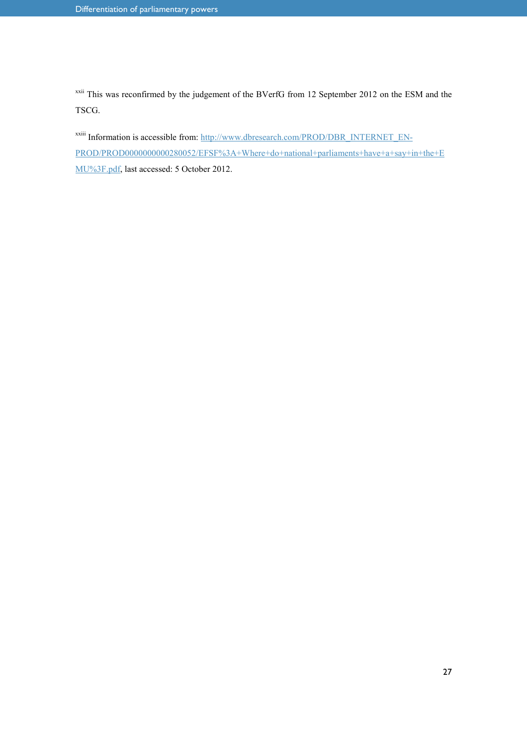[xxii] This was reconfirmed by the judgement of the BVerfG from 12 September 2012 on the ESM and the TSCG.

[xxiii] Information is accessible from: http://www.dbresearch.com/PROD/DBR_INTERNET_EN-PROD/PROD0000000000280052/EFSF%3A+Where+do+national+parliaments+have+a+say+in+the+EMU%3F.pdf, last accessed: 5 October 2012.